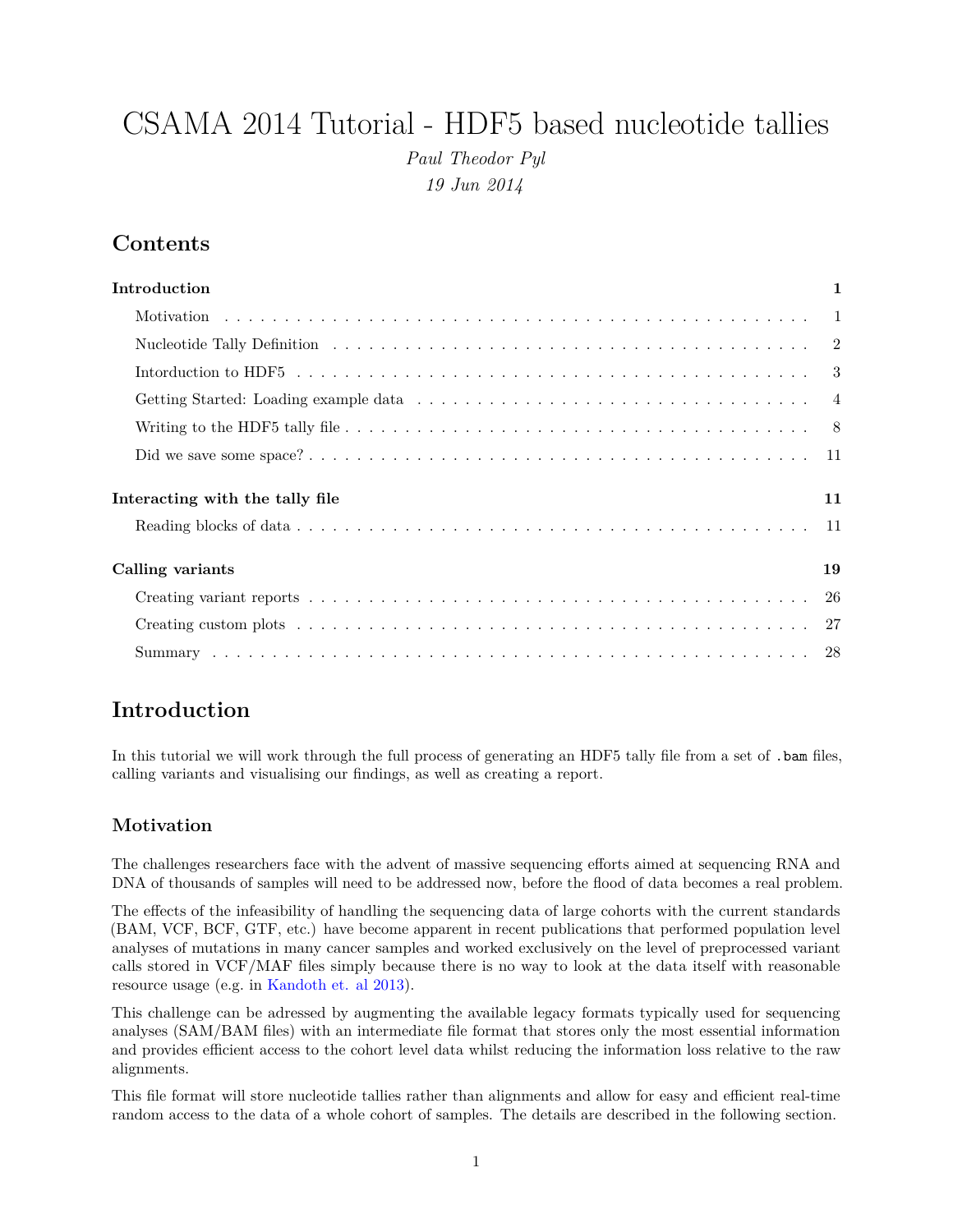# CSAMA 2014 Tutorial - HDF5 based nucleotide tallies

*Paul Theodor Pyl*

*19 Jun 2014*

## Contents

**Introduction** **1**

- Motivation . . . 1
- Nucleotide Tally Definition . . . 2
- Intorduction to HDF5 . . . 3
- Getting Started: Loading example data . . . 4
- Writing to the HDF5 tally file . . . 8
- Did we save some space? . . . 11

**Interacting with the tally file** **11**

- Reading blocks of data . . . 11

**Calling variants** **19**

- Creating variant reports . . . 26
- Creating custom plots . . . 27
- Summary . . . 28

## Introduction

In this tutorial we will work through the full process of generating an HDF5 tally file from a set of `.bam` files, calling variants and visualising our findings, as well as creating a report.

### Motivation

The challenges researchers face with the advent of massive sequencing efforts aimed at sequencing RNA and DNA of thousands of samples will need to be addressed now, before the flood of data becomes a real problem.

The effects of the infeasibility of handling the sequencing data of large cohorts with the current standards (BAM, VCF, BCF, GTF, etc.) have become apparent in recent publications that performed population level analyses of mutations in many cancer samples and worked exclusively on the level of preprocessed variant calls stored in VCF/MAF files simply because there is no way to look at the data itself with reasonable resource usage (e.g. in Kandoth et. al 2013).

This challenge can be adressed by augmenting the available legacy formats typically used for sequencing analyses (SAM/BAM files) with an intermediate file format that stores only the most essential information and provides efficient access to the cohort level data whilst reducing the information loss relative to the raw alignments.

This file format will store nucleotide tallies rather than alignments and allow for easy and efficient real-time random access to the data of a whole cohort of samples. The details are described in the following section.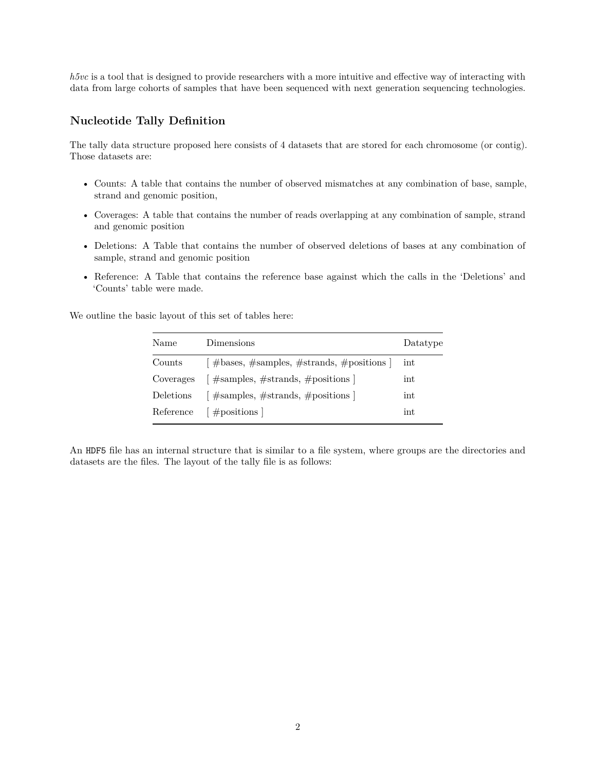*h5vc* is a tool that is designed to provide researchers with a more intuitive and effective way of interacting with data from large cohorts of samples that have been sequenced with next generation sequencing technologies.

## Nucleotide Tally Definition

The tally data structure proposed here consists of 4 datasets that are stored for each chromosome (or contig). Those datasets are:

- Counts: A table that contains the number of observed mismatches at any combination of base, sample, strand and genomic position,
- Coverages: A table that contains the number of reads overlapping at any combination of sample, strand and genomic position
- Deletions: A Table that contains the number of observed deletions of bases at any combination of sample, strand and genomic position
- Reference: A Table that contains the reference base against which the calls in the 'Deletions' and 'Counts' table were made.

We outline the basic layout of this set of tables here:

| Name | Dimensions | Datatype |
|---|---|---|
| Counts | [ #bases, #samples, #strands, #positions ] | int |
| Coverages | [ #samples, #strands, #positions ] | int |
| Deletions | [ #samples, #strands, #positions ] | int |
| Reference | [ #positions ] | int |

An `HDF5` file has an internal structure that is similar to a file system, where groups are the directories and datasets are the files. The layout of the tally file is as follows: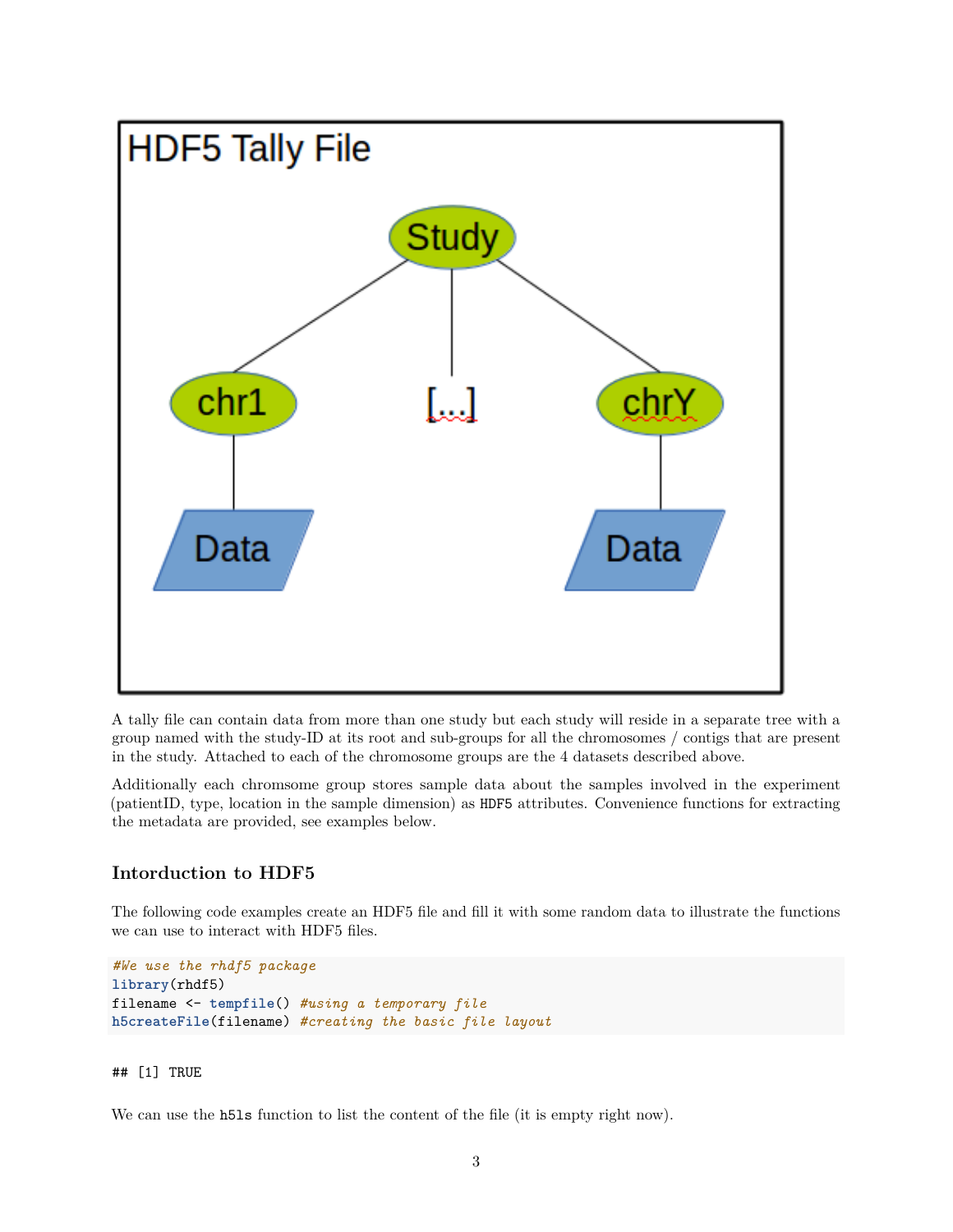A tally file can contain data from more than one study but each study will reside in a separate tree with a group named with the study-ID at its root and sub-groups for all the chromosomes / contigs that are present in the study. Attached to each of the chromosome groups are the 4 datasets described above.

Additionally each chromsome group stores sample data about the samples involved in the experiment (patientID, type, location in the sample dimension) as `HDF5` attributes. Convenience functions for extracting the metadata are provided, see examples below.

## Intorduction to HDF5

The following code examples create an HDF5 file and fill it with some random data to illustrate the functions we can use to interact with HDF5 files.

```
#We use the rhdf5 package
library(rhdf5)
filename <- tempfile() #using a temporary file
h5createFile(filename) #creating the basic file layout
```

```
## [1] TRUE
```

We can use the `h5ls` function to list the content of the file (it is empty right now).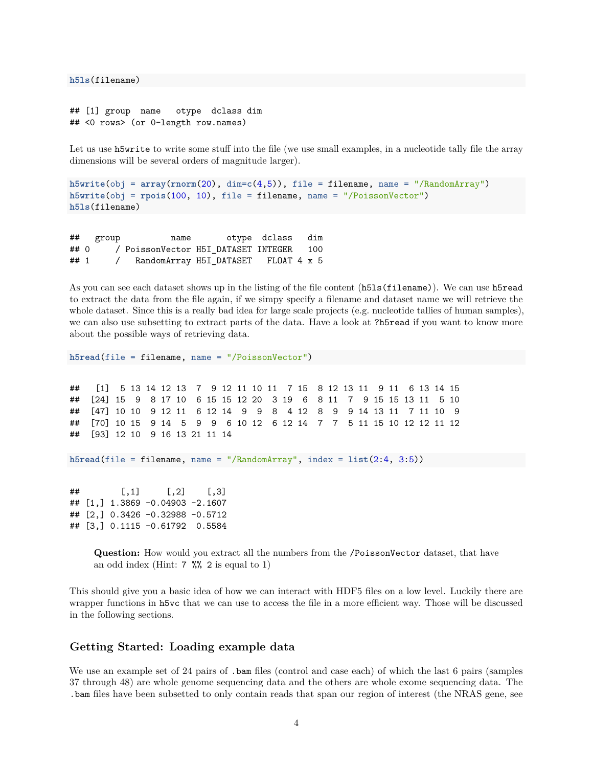```
h5ls(filename)
```

```
## [1] group  name   otype  dclass dim
## <0 rows> (or 0-length row.names)
```

Let us use `h5write` to write some stuff into the file (we use small examples, in a nucleotide tally file the array dimensions will be several orders of magnitude larger).

```
h5write(obj = array(rnorm(20), dim=c(4,5)), file = filename, name = "/RandomArray")
h5write(obj = rpois(100, 10), file = filename, name = "/PoissonVector")
h5ls(filename)
```

```
##   group          name       otype  dclass   dim
## 0     / PoissonVector H5I_DATASET INTEGER   100
## 1     /   RandomArray H5I_DATASET   FLOAT 4 x 5
```

As you can see each dataset shows up in the listing of the file content (`h5ls(filename)`). We can use `h5read` to extract the data from the file again, if we simpy specify a filename and dataset name we will retrieve the whole dataset. Since this is a really bad idea for large scale projects (e.g. nucleotide tallies of human samples), we can also use subsetting to extract parts of the data. Have a look at `?h5read` if you want to know more about the possible ways of retrieving data.

```
h5read(file = filename, name = "/PoissonVector")
```

```
##   [1]  5 13 14 12 13  7  9 12 11 10 11  7 15  8 12 13 11  9 11  6 13 14 15
##  [24] 15  9  8 17 10  6 15 15 12 20  3 19  6  8 11  7  9 15 15 13 11  5 10
##  [47] 10 10  9 12 11  6 12 14  9  9  8  4 12  8  9  9 14 13 11  7 11 10  9
##  [70] 10 15  9 14  5  9  9  6 10 12  6 12 14  7  7  5 11 15 10 12 12 11 12
##  [93] 12 10  9 16 13 21 11 14
```

```
h5read(file = filename, name = "/RandomArray", index = list(2:4, 3:5))
```

```
##        [,1]     [,2]    [,3]
## [1,] 1.3869 -0.04903 -2.1607
## [2,] 0.3426 -0.32988 -0.5712
## [3,] 0.1115 -0.61792  0.5584
```

> **Question:** How would you extract all the numbers from the `/PoissonVector` dataset, that have an odd index (Hint: `7 %% 2` is equal to 1)

This should give you a basic idea of how we can interact with HDF5 files on a low level. Luckily there are wrapper functions in `h5vc` that we can use to access the file in a more efficient way. Those will be discussed in the following sections.

### Getting Started: Loading example data

We use an example set of 24 pairs of `.bam` files (control and case each) of which the last 6 pairs (samples 37 through 48) are whole genome sequencing data and the others are whole exome sequencing data. The `.bam` files have been subsetted to only contain reads that span our region of interest (the NRAS gene, see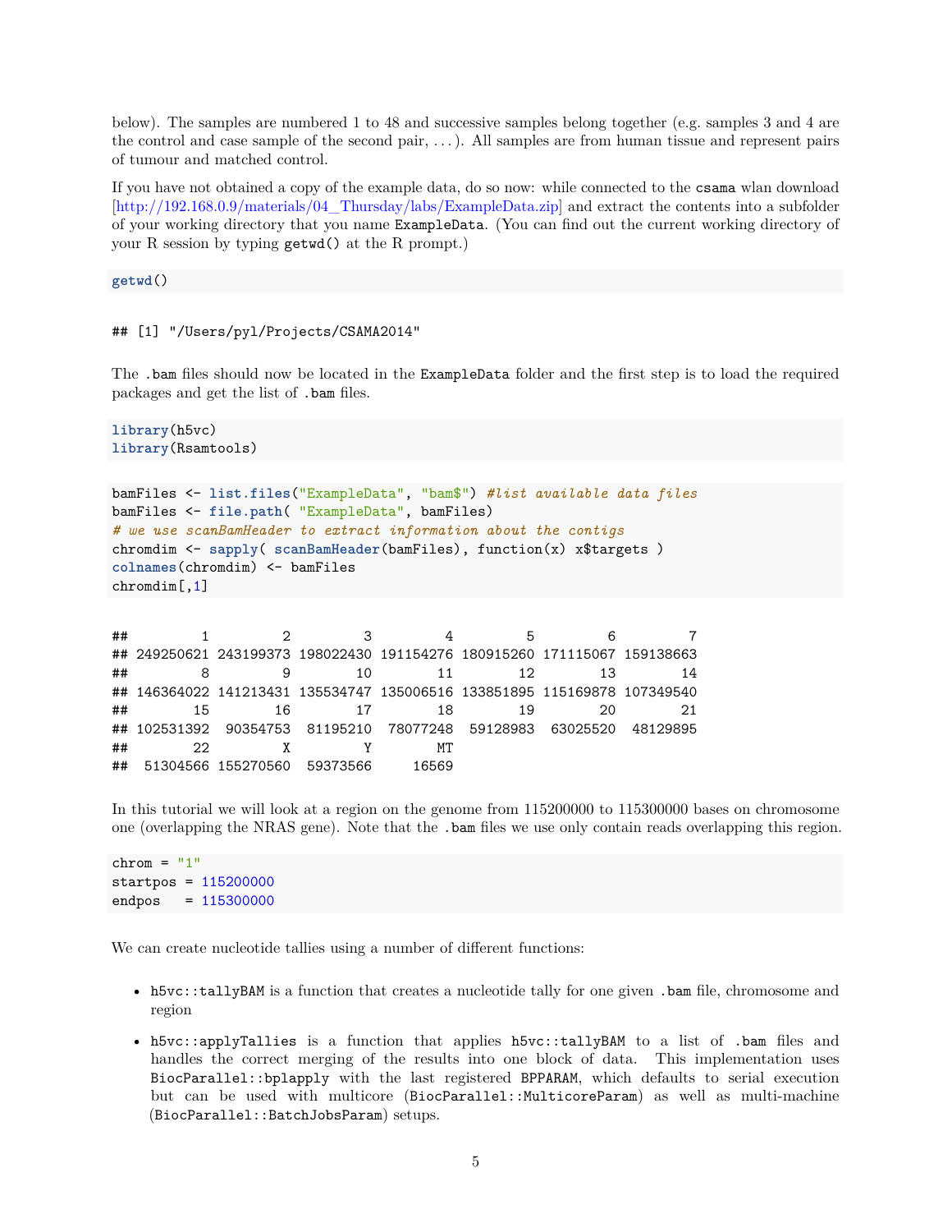below). The samples are numbered 1 to 48 and successive samples belong together (e.g. samples 3 and 4 are the control and case sample of the second pair, . . . ). All samples are from human tissue and represent pairs of tumour and matched control.

If you have not obtained a copy of the example data, do so now: while connected to the `csama` wlan download [http://192.168.0.9/materials/04_Thursday/labs/ExampleData.zip] and extract the contents into a subfolder of your working directory that you name `ExampleData`. (You can find out the current working directory of your R session by typing `getwd()` at the R prompt.)

```
getwd()
```

```
## [1] "/Users/pyl/Projects/CSAMA2014"
```

The `.bam` files should now be located in the `ExampleData` folder and the first step is to load the required packages and get the list of `.bam` files.

```
library(h5vc)
library(Rsamtools)
```

```
bamFiles <- list.files("ExampleData", "bam$") #list available data files
bamFiles <- file.path( "ExampleData", bamFiles)
# we use scanBamHeader to extract information about the contigs
chromdim <- sapply( scanBamHeader(bamFiles), function(x) x$targets )
colnames(chromdim) <- bamFiles
chromdim[,1]
```

```
##         1         2         3         4         5         6         7
## 249250621 243199373 198022430 191154276 180915260 171115067 159138663
##         8         9        10        11        12        13        14
## 146364022 141213431 135534747 135006516 133851895 115169878 107349540
##        15        16        17        18        19        20        21
## 102531392  90354753  81195210  78077248  59128983  63025520  48129895
##        22         X         Y        MT
##  51304566 155270560  59373566     16569
```

In this tutorial we will look at a region on the genome from 115200000 to 115300000 bases on chromosome one (overlapping the NRAS gene). Note that the `.bam` files we use only contain reads overlapping this region.

```
chrom = "1"
startpos = 115200000
endpos   = 115300000
```

We can create nucleotide tallies using a number of different functions:

- `h5vc::tallyBAM` is a function that creates a nucleotide tally for one given `.bam` file, chromosome and region
- `h5vc::applyTallies` is a function that applies `h5vc::tallyBAM` to a list of `.bam` files and handles the correct merging of the results into one block of data. This implementation uses `BiocParallel::bplapply` with the last registered `BPPARAM`, which defaults to serial execution but can be used with multicore (`BiocParallel::MulticoreParam`) as well as multi-machine (`BiocParallel::BatchJobsParam`) setups.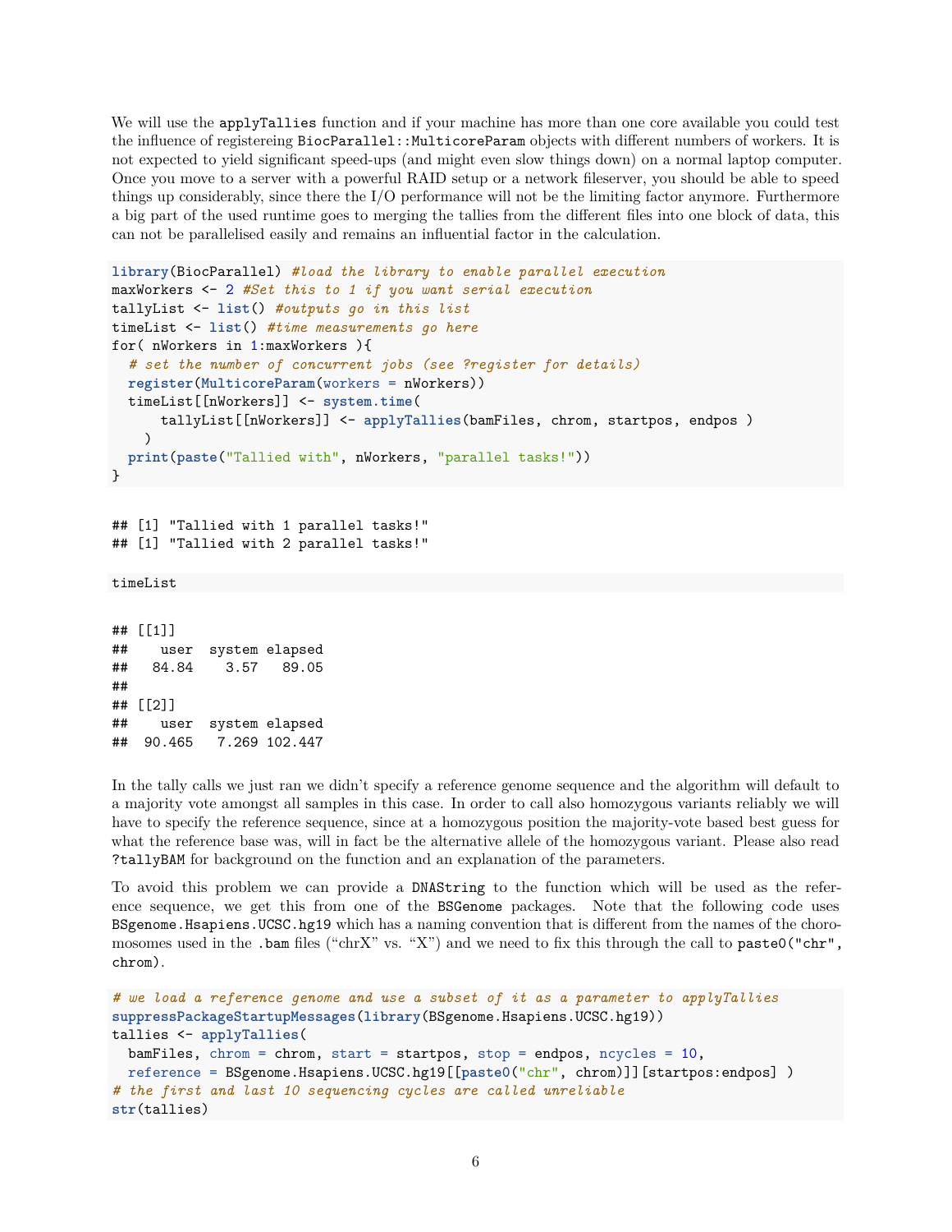We will use the `applyTallies` function and if your machine has more than one core available you could test the influence of registereing `BiocParallel::MulticoreParam` objects with different numbers of workers. It is not expected to yield significant speed-ups (and might even slow things down) on a normal laptop computer. Once you move to a server with a powerful RAID setup or a network fileserver, you should be able to speed things up considerably, since there the I/O performance will not be the limiting factor anymore. Furthermore a big part of the used runtime goes to merging the tallies from the different files into one block of data, this can not be parallelised easily and remains an influential factor in the calculation.

```
library(BiocParallel) #load the library to enable parallel execution
maxWorkers <- 2 #Set this to 1 if you want serial execution
tallyList <- list() #outputs go in this list
timeList <- list() #time measurements go here
for( nWorkers in 1:maxWorkers ){
  # set the number of concurrent jobs (see ?register for details)
  register(MulticoreParam(workers = nWorkers))
  timeList[[nWorkers]] <- system.time(
      tallyList[[nWorkers]] <- applyTallies(bamFiles, chrom, startpos, endpos )
    )
  print(paste("Tallied with", nWorkers, "parallel tasks!"))
}
```

```
## [1] "Tallied with 1 parallel tasks!"
## [1] "Tallied with 2 parallel tasks!"
```

```
timeList
```

```
## [[1]]
##    user  system elapsed
##   84.84    3.57   89.05
##
## [[2]]
##    user  system elapsed
##  90.465   7.269 102.447
```

In the tally calls we just ran we didn't specify a reference genome sequence and the algorithm will default to a majority vote amongst all samples in this case. In order to call also homozygous variants reliably we will have to specify the reference sequence, since at a homozygous position the majority-vote based best guess for what the reference base was, will in fact be the alternative allele of the homozygous variant. Please also read `?tallyBAM` for background on the function and an explanation of the parameters.

To avoid this problem we can provide a `DNAString` to the function which will be used as the reference sequence, we get this from one of the `BSGenome` packages. Note that the following code uses `BSgenome.Hsapiens.UCSC.hg19` which has a naming convention that is different from the names of the choromosomes used in the `.bam` files ("chrX" vs. "X") and we need to fix this through the call to `paste0("chr", chrom)`.

```
# we load a reference genome and use a subset of it as a parameter to applyTallies
suppressPackageStartupMessages(library(BSgenome.Hsapiens.UCSC.hg19))
tallies <- applyTallies(
  bamFiles, chrom = chrom, start = startpos, stop = endpos, ncycles = 10,
  reference = BSgenome.Hsapiens.UCSC.hg19[[paste0("chr", chrom)]][startpos:endpos] )
# the first and last 10 sequencing cycles are called unreliable
str(tallies)
```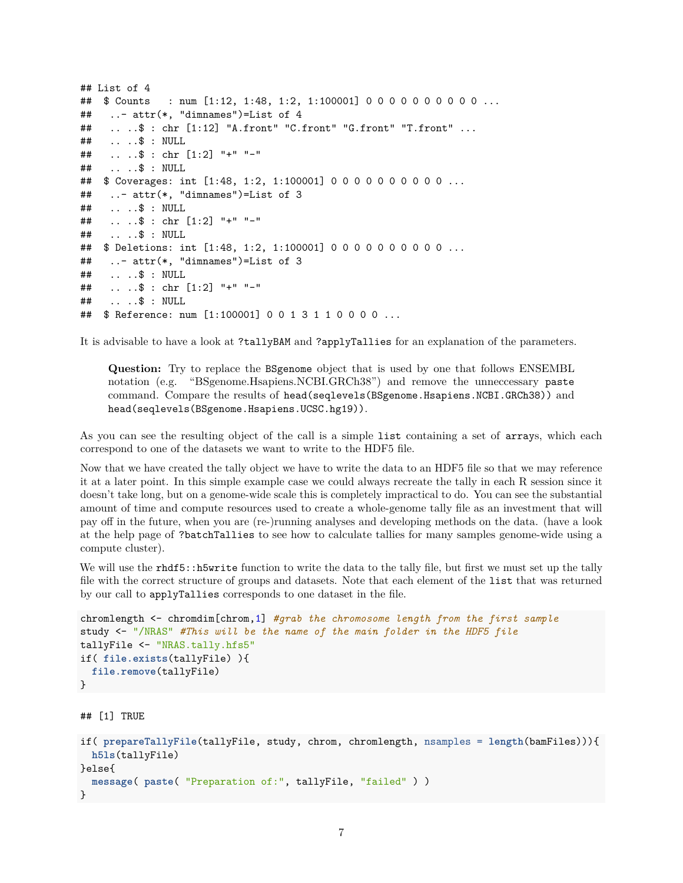```
## List of 4
##  $ Counts   : num [1:12, 1:48, 1:2, 1:100001] 0 0 0 0 0 0 0 0 0 0 ...
##   ..- attr(*, "dimnames")=List of 4
##   .. ..$ : chr [1:12] "A.front" "C.front" "G.front" "T.front" ...
##   .. ..$ : NULL
##   .. ..$ : chr [1:2] "+" "-"
##   .. ..$ : NULL
##  $ Coverages: int [1:48, 1:2, 1:100001] 0 0 0 0 0 0 0 0 0 0 ...
##   ..- attr(*, "dimnames")=List of 3
##   .. ..$ : NULL
##   .. ..$ : chr [1:2] "+" "-"
##   .. ..$ : NULL
##  $ Deletions: int [1:48, 1:2, 1:100001] 0 0 0 0 0 0 0 0 0 0 ...
##   ..- attr(*, "dimnames")=List of 3
##   .. ..$ : NULL
##   .. ..$ : chr [1:2] "+" "-"
##   .. ..$ : NULL
##  $ Reference: num [1:100001] 0 0 1 3 1 1 0 0 0 0 ...
```

It is advisable to have a look at `?tallyBAM` and `?applyTallies` for an explanation of the parameters.

> **Question:** Try to replace the `BSgenome` object that is used by one that follows ENSEMBL notation (e.g. "BSgenome.Hsapiens.NCBI.GRCh38") and remove the unneccessary `paste` command. Compare the results of `head(seqlevels(BSgenome.Hsapiens.NCBI.GRCh38))` and `head(seqlevels(BSgenome.Hsapiens.UCSC.hg19))`.

As you can see the resulting object of the call is a simple `list` containing a set of `arrays`, which each correspond to one of the datasets we want to write to the HDF5 file.

Now that we have created the tally object we have to write the data to an HDF5 file so that we may reference it at a later point. In this simple example case we could always recreate the tally in each R session since it doesn't take long, but on a genome-wide scale this is completely impractical to do. You can see the substantial amount of time and compute resources used to create a whole-genome tally file as an investment that will pay off in the future, when you are (re-)running analyses and developing methods on the data. (have a look at the help page of `?batchTallies` to see how to calculate tallies for many samples genome-wide using a compute cluster).

We will use the `rhdf5::h5write` function to write the data to the tally file, but first we must set up the tally file with the correct structure of groups and datasets. Note that each element of the `list` that was returned by our call to `applyTallies` corresponds to one dataset in the file.

```
chromlength <- chromdim[chrom,1] #grab the chromosome length from the first sample
study <- "/NRAS" #This will be the name of the main folder in the HDF5 file
tallyFile <- "NRAS.tally.hfs5"
if( file.exists(tallyFile) ){
  file.remove(tallyFile)
}
```

```
## [1] TRUE
```

```
if( prepareTallyFile(tallyFile, study, chrom, chromlength, nsamples = length(bamFiles))){
  h5ls(tallyFile)
}else{
  message( paste( "Preparation of:", tallyFile, "failed" ) )
}
```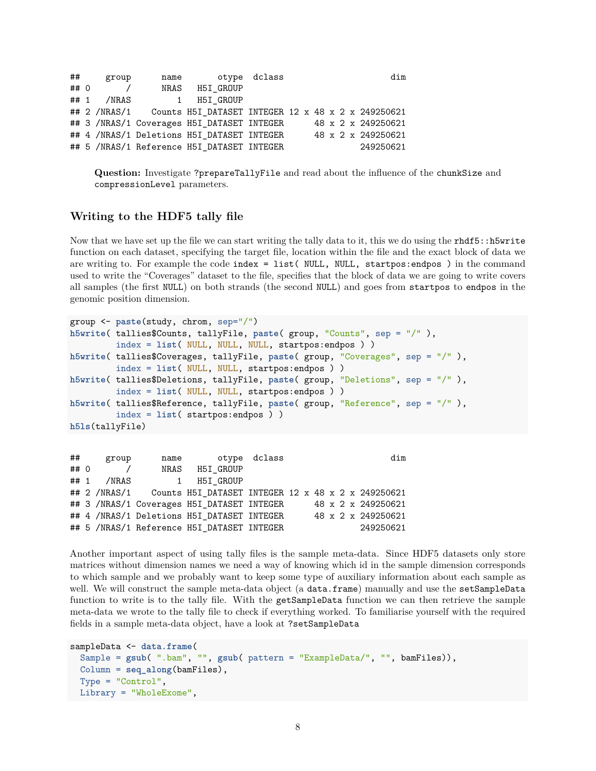```
##     group      name       otype  dclass                      dim
## 0       /      NRAS   H5I_GROUP                                 
## 1   /NRAS         1   H5I_GROUP                                 
## 2 /NRAS/1    Counts H5I_DATASET INTEGER 12 x 48 x 2 x 249250621
## 3 /NRAS/1 Coverages H5I_DATASET INTEGER      48 x 2 x 249250621
## 4 /NRAS/1 Deletions H5I_DATASET INTEGER      48 x 2 x 249250621
## 5 /NRAS/1 Reference H5I_DATASET INTEGER               249250621
```

> **Question:** Investigate `?prepareTallyFile` and read about the influence of the `chunkSize` and `compressionLevel` parameters.

### Writing to the HDF5 tally file

Now that we have set up the file we can start writing the tally data to it, this we do using the `rhdf5::h5write` function on each dataset, specifying the target file, location within the file and the exact block of data we are writing to. For example the code `index = list( NULL, NULL, startpos:endpos )` in the command used to write the "Coverages" dataset to the file, specifies that the block of data we are going to write covers all samples (the first `NULL`) on both strands (the second `NULL`) and goes from `startpos` to `endpos` in the genomic position dimension.

```
group <- paste(study, chrom, sep="/")
h5write( tallies$Counts, tallyFile, paste( group, "Counts", sep = "/" ),
        index = list( NULL, NULL, NULL, startpos:endpos ) )
h5write( tallies$Coverages, tallyFile, paste( group, "Coverages", sep = "/" ),
        index = list( NULL, NULL, startpos:endpos ) )
h5write( tallies$Deletions, tallyFile, paste( group, "Deletions", sep = "/" ),
        index = list( NULL, NULL, startpos:endpos ) )
h5write( tallies$Reference, tallyFile, paste( group, "Reference", sep = "/" ),
        index = list( startpos:endpos ) )
h5ls(tallyFile)
```

```
##     group      name       otype  dclass                      dim
## 0       /      NRAS   H5I_GROUP                                 
## 1   /NRAS         1   H5I_GROUP                                 
## 2 /NRAS/1    Counts H5I_DATASET INTEGER 12 x 48 x 2 x 249250621
## 3 /NRAS/1 Coverages H5I_DATASET INTEGER      48 x 2 x 249250621
## 4 /NRAS/1 Deletions H5I_DATASET INTEGER      48 x 2 x 249250621
## 5 /NRAS/1 Reference H5I_DATASET INTEGER               249250621
```

Another important aspect of using tally files is the sample meta-data. Since HDF5 datasets only store matrices without dimension names we need a way of knowing which id in the sample dimension corresponds to which sample and we probably want to keep some type of auxiliary information about each sample as well. We will construct the sample meta-data object (a `data.frame`) manually and use the `setSampleData` function to write is to the tally file. With the `getSampleData` function we can then retrieve the sample meta-data we wrote to the tally file to check if everything worked. To familiarise yourself with the required fields in a sample meta-data object, have a look at `?setSampleData`

```
sampleData <- data.frame(
  Sample = gsub( ".bam", "", gsub( pattern = "ExampleData/", "", bamFiles)),
  Column = seq_along(bamFiles),
  Type = "Control",
  Library = "WholeExome",
```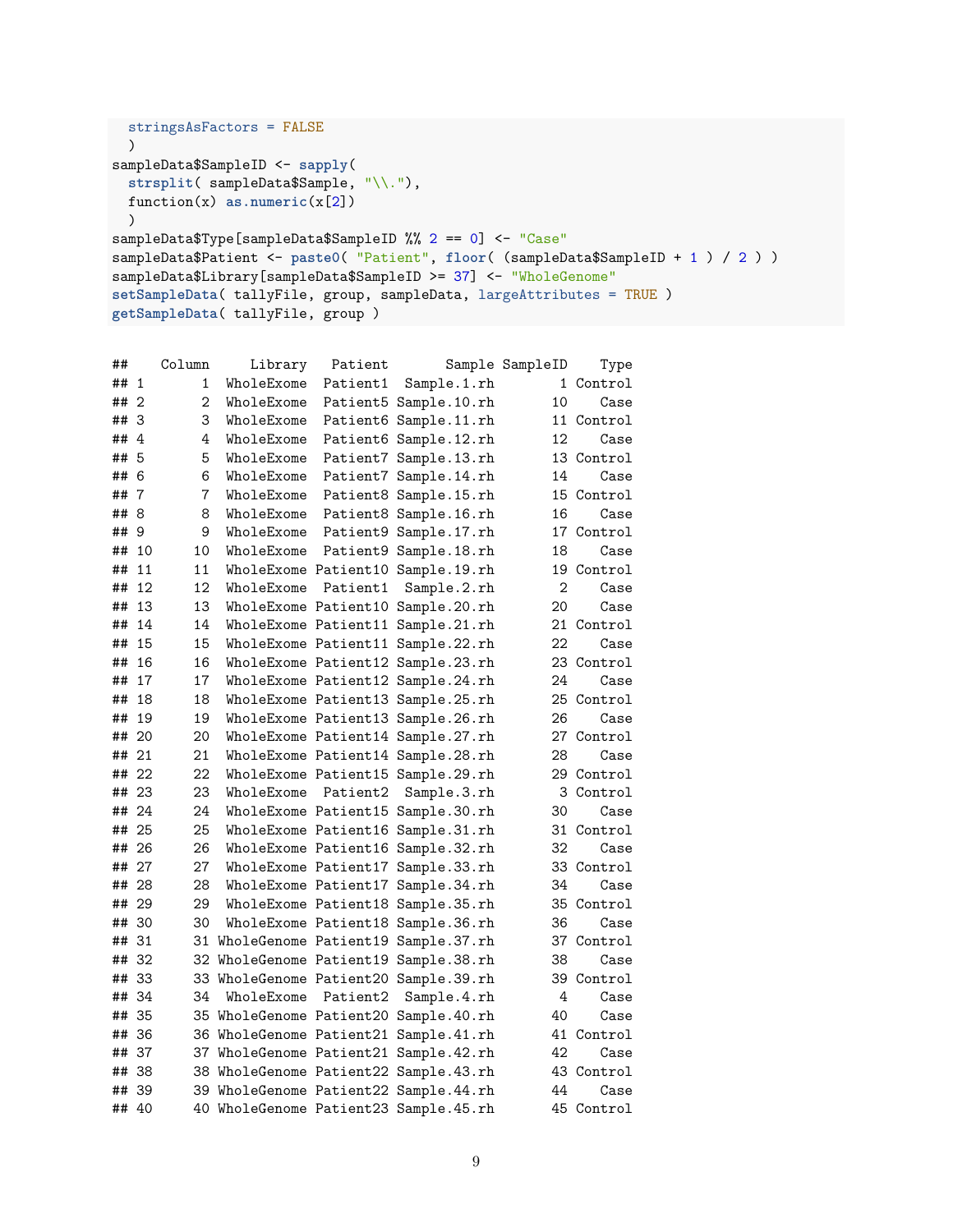```r
  stringsAsFactors = FALSE
  )
sampleData$SampleID <- sapply(
  strsplit( sampleData$Sample, "\\."),
  function(x) as.numeric(x[2])
  )
sampleData$Type[sampleData$SampleID %% 2 == 0] <- "Case"
sampleData$Patient <- paste0( "Patient", floor( (sampleData$SampleID + 1 ) / 2 ) )
sampleData$Library[sampleData$SampleID >= 37] <- "WholeGenome"
setSampleData( tallyFile, group, sampleData, largeAttributes = TRUE )
getSampleData( tallyFile, group )
```

```
##    Column     Library   Patient       Sample SampleID    Type
## 1       1   WholeExome  Patient1  Sample.1.rh        1 Control
## 2       2   WholeExome  Patient5 Sample.10.rh       10    Case
## 3       3   WholeExome  Patient6 Sample.11.rh       11 Control
## 4       4   WholeExome  Patient6 Sample.12.rh       12    Case
## 5       5   WholeExome  Patient7 Sample.13.rh       13 Control
## 6       6   WholeExome  Patient7 Sample.14.rh       14    Case
## 7       7   WholeExome  Patient8 Sample.15.rh       15 Control
## 8       8   WholeExome  Patient8 Sample.16.rh       16    Case
## 9       9   WholeExome  Patient9 Sample.17.rh       17 Control
## 10     10   WholeExome  Patient9 Sample.18.rh       18    Case
## 11     11   WholeExome Patient10 Sample.19.rh       19 Control
## 12     12   WholeExome  Patient1  Sample.2.rh        2    Case
## 13     13   WholeExome Patient10 Sample.20.rh       20    Case
## 14     14   WholeExome Patient11 Sample.21.rh       21 Control
## 15     15   WholeExome Patient11 Sample.22.rh       22    Case
## 16     16   WholeExome Patient12 Sample.23.rh       23 Control
## 17     17   WholeExome Patient12 Sample.24.rh       24    Case
## 18     18   WholeExome Patient13 Sample.25.rh       25 Control
## 19     19   WholeExome Patient13 Sample.26.rh       26    Case
## 20     20   WholeExome Patient14 Sample.27.rh       27 Control
## 21     21   WholeExome Patient14 Sample.28.rh       28    Case
## 22     22   WholeExome Patient15 Sample.29.rh       29 Control
## 23     23   WholeExome  Patient2  Sample.3.rh        3 Control
## 24     24   WholeExome Patient15 Sample.30.rh       30    Case
## 25     25   WholeExome Patient16 Sample.31.rh       31 Control
## 26     26   WholeExome Patient16 Sample.32.rh       32    Case
## 27     27   WholeExome Patient17 Sample.33.rh       33 Control
## 28     28   WholeExome Patient17 Sample.34.rh       34    Case
## 29     29   WholeExome Patient18 Sample.35.rh       35 Control
## 30     30   WholeExome Patient18 Sample.36.rh       36    Case
## 31     31 WholeGenome Patient19 Sample.37.rh       37 Control
## 32     32 WholeGenome Patient19 Sample.38.rh       38    Case
## 33     33 WholeGenome Patient20 Sample.39.rh       39 Control
## 34     34   WholeExome  Patient2  Sample.4.rh        4    Case
## 35     35 WholeGenome Patient20 Sample.40.rh       40    Case
## 36     36 WholeGenome Patient21 Sample.41.rh       41 Control
## 37     37 WholeGenome Patient21 Sample.42.rh       42    Case
## 38     38 WholeGenome Patient22 Sample.43.rh       43 Control
## 39     39 WholeGenome Patient22 Sample.44.rh       44    Case
## 40     40 WholeGenome Patient23 Sample.45.rh       45 Control
```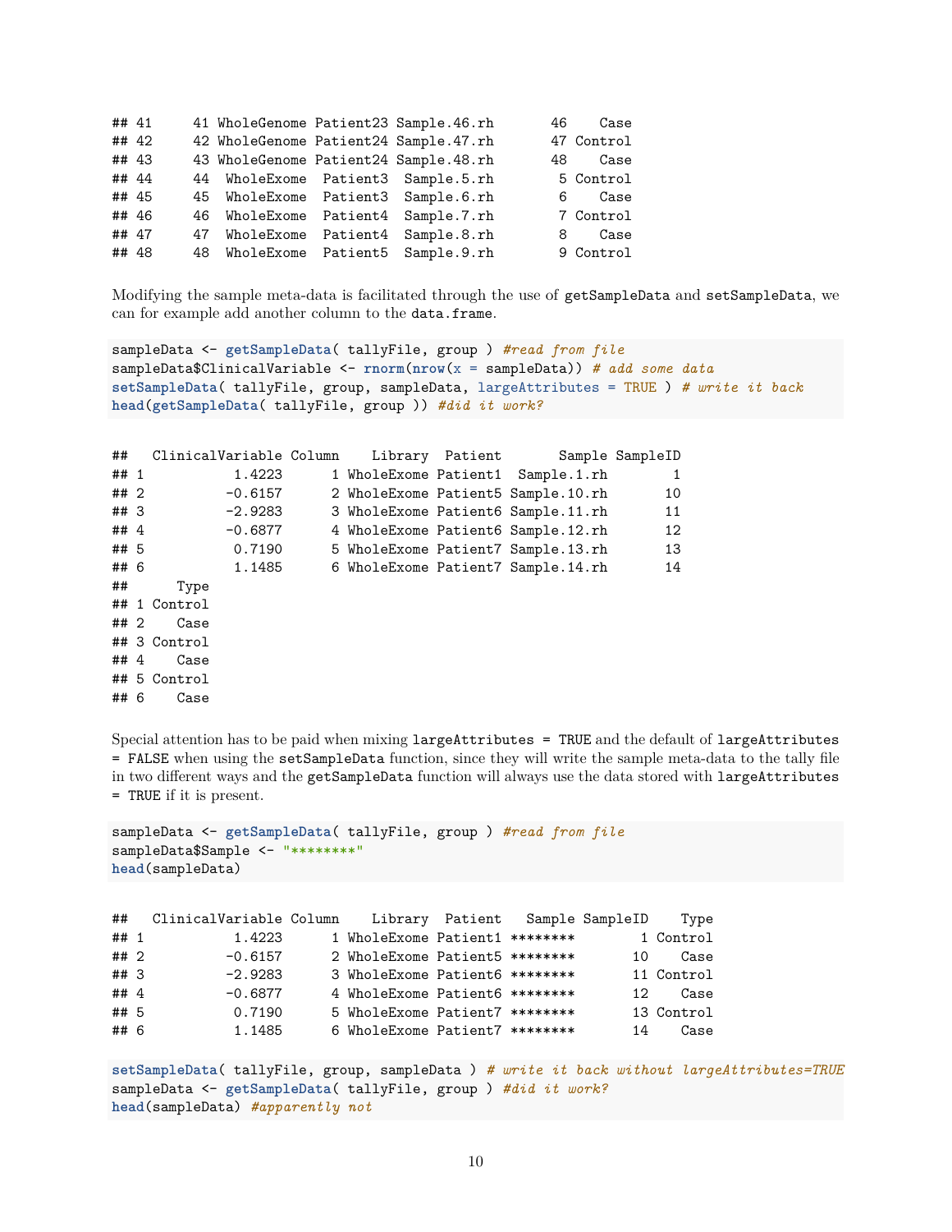```
## 41     41 WholeGenome Patient23 Sample.46.rh       46    Case
## 42     42 WholeGenome Patient24 Sample.47.rh       47 Control
## 43     43 WholeGenome Patient24 Sample.48.rh       48    Case
## 44     44  WholeExome  Patient3  Sample.5.rh        5 Control
## 45     45  WholeExome  Patient3  Sample.6.rh        6    Case
## 46     46  WholeExome  Patient4  Sample.7.rh        7 Control
## 47     47  WholeExome  Patient4  Sample.8.rh        8    Case
## 48     48  WholeExome  Patient5  Sample.9.rh        9 Control
```

Modifying the sample meta-data is facilitated through the use of `getSampleData` and `setSampleData`, we can for example add another column to the `data.frame`.

```
sampleData <- getSampleData( tallyFile, group ) #read from file
sampleData$ClinicalVariable <- rnorm(nrow(x = sampleData)) # add some data
setSampleData( tallyFile, group, sampleData, largeAttributes = TRUE ) # write it back
head(getSampleData( tallyFile, group )) #did it work?
```

```
##   ClinicalVariable Column    Library  Patient       Sample SampleID
## 1           1.4223      1 WholeExome Patient1  Sample.1.rh        1
## 2          -0.6157      2 WholeExome Patient5 Sample.10.rh       10
## 3          -2.9283      3 WholeExome Patient6 Sample.11.rh       11
## 4          -0.6877      4 WholeExome Patient6 Sample.12.rh       12
## 5           0.7190      5 WholeExome Patient7 Sample.13.rh       13
## 6           1.1485      6 WholeExome Patient7 Sample.14.rh       14
##      Type
## 1 Control
## 2    Case
## 3 Control
## 4    Case
## 5 Control
## 6    Case
```

Special attention has to be paid when mixing `largeAttributes = TRUE` and the default of `largeAttributes = FALSE` when using the `setSampleData` function, since they will write the sample meta-data to the tally file in two different ways and the `getSampleData` function will always use the data stored with `largeAttributes = TRUE` if it is present.

```
sampleData <- getSampleData( tallyFile, group ) #read from file
sampleData$Sample <- "********"
head(sampleData)
```

```
##   ClinicalVariable Column    Library  Patient   Sample SampleID    Type
## 1           1.4223      1 WholeExome Patient1 ********        1 Control
## 2          -0.6157      2 WholeExome Patient5 ********       10    Case
## 3          -2.9283      3 WholeExome Patient6 ********       11 Control
## 4          -0.6877      4 WholeExome Patient6 ********       12    Case
## 5           0.7190      5 WholeExome Patient7 ********       13 Control
## 6           1.1485      6 WholeExome Patient7 ********       14    Case
```

```
setSampleData( tallyFile, group, sampleData ) # write it back without largeAttributes=TRUE
sampleData <- getSampleData( tallyFile, group ) #did it work?
head(sampleData) #apparently not
```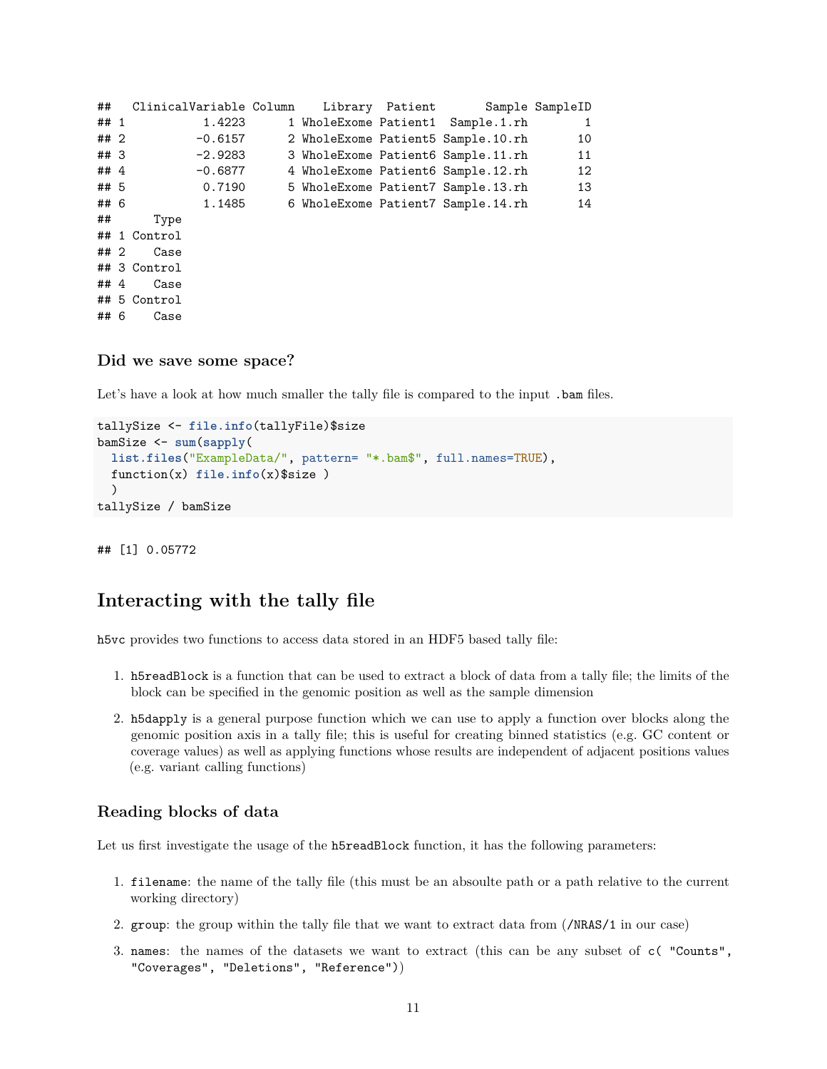```
##   ClinicalVariable Column    Library  Patient       Sample SampleID
## 1           1.4223      1 WholeExome Patient1  Sample.1.rh        1
## 2          -0.6157      2 WholeExome Patient5 Sample.10.rh       10
## 3          -2.9283      3 WholeExome Patient6 Sample.11.rh       11
## 4          -0.6877      4 WholeExome Patient6 Sample.12.rh       12
## 5           0.7190      5 WholeExome Patient7 Sample.13.rh       13
## 6           1.1485      6 WholeExome Patient7 Sample.14.rh       14
##      Type
## 1 Control
## 2    Case
## 3 Control
## 4    Case
## 5 Control
## 6    Case
```

### Did we save some space?

Let's have a look at how much smaller the tally file is compared to the input .bam files.

```
tallySize <- file.info(tallyFile)$size
bamSize <- sum(sapply(
  list.files("ExampleData/", pattern= "*.bam$", full.names=TRUE),
  function(x) file.info(x)$size )
  )
tallySize / bamSize
```

```
## [1] 0.05772
```

## Interacting with the tally file

h5vc provides two functions to access data stored in an HDF5 based tally file:

1. h5readBlock is a function that can be used to extract a block of data from a tally file; the limits of the block can be specified in the genomic position as well as the sample dimension
2. h5dapply is a general purpose function which we can use to apply a function over blocks along the genomic position axis in a tally file; this is useful for creating binned statistics (e.g. GC content or coverage values) as well as applying functions whose results are independent of adjacent positions values (e.g. variant calling functions)

### Reading blocks of data

Let us first investigate the usage of the h5readBlock function, it has the following parameters:

1. filename: the name of the tally file (this must be an absoulte path or a path relative to the current working directory)
2. group: the group within the tally file that we want to extract data from (/NRAS/1 in our case)
3. names: the names of the datasets we want to extract (this can be any subset of c( "Counts", "Coverages", "Deletions", "Reference"))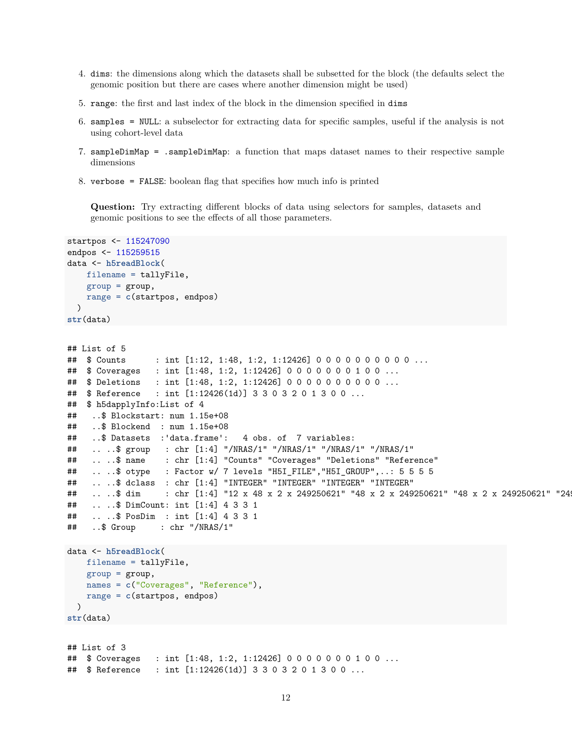4. `dims`: the dimensions along which the datasets shall be subsetted for the block (the defaults select the genomic position but there are cases where another dimension might be used)

5. `range`: the first and last index of the block in the dimension specified in `dims`

6. `samples = NULL`: a subselector for extracting data for specific samples, useful if the analysis is not using cohort-level data

7. `sampleDimMap = .sampleDimMap`: a function that maps dataset names to their respective sample dimensions

8. `verbose = FALSE`: boolean flag that specifies how much info is printed

   **Question:** Try extracting different blocks of data using selectors for samples, datasets and genomic positions to see the effects of all those parameters.

```
startpos <- 115247090
endpos <- 115259515
data <- h5readBlock(
    filename = tallyFile,
    group = group,
    range = c(startpos, endpos)
  )
str(data)
```

```
## List of 5
##  $ Counts      : int [1:12, 1:48, 1:2, 1:12426] 0 0 0 0 0 0 0 0 0 0 ...
##  $ Coverages   : int [1:48, 1:2, 1:12426] 0 0 0 0 0 0 0 1 0 0 ...
##  $ Deletions   : int [1:48, 1:2, 1:12426] 0 0 0 0 0 0 0 0 0 0 ...
##  $ Reference   : int [1:12426(1d)] 3 3 0 3 2 0 1 3 0 0 ...
##  $ h5dapplyInfo:List of 4
##   ..$ Blockstart: num 1.15e+08
##   ..$ Blockend  : num 1.15e+08
##   ..$ Datasets  :'data.frame':   4 obs. of  7 variables:
##   .. ..$ group   : chr [1:4] "/NRAS/1" "/NRAS/1" "/NRAS/1" "/NRAS/1"
##   .. ..$ name    : chr [1:4] "Counts" "Coverages" "Deletions" "Reference"
##   .. ..$ otype   : Factor w/ 7 levels "H5I_FILE","H5I_GROUP",..: 5 5 5 5
##   .. ..$ dclass  : chr [1:4] "INTEGER" "INTEGER" "INTEGER" "INTEGER"
##   .. ..$ dim     : chr [1:4] "12 x 48 x 2 x 249250621" "48 x 2 x 249250621" "48 x 2 x 249250621" "249
##   .. ..$ DimCount: int [1:4] 4 3 3 1
##   .. ..$ PosDim  : int [1:4] 4 3 3 1
##   ..$ Group     : chr "/NRAS/1"
```

```
data <- h5readBlock(
    filename = tallyFile,
    group = group,
    names = c("Coverages", "Reference"),
    range = c(startpos, endpos)
  )
str(data)
```

```
## List of 3
##  $ Coverages   : int [1:48, 1:2, 1:12426] 0 0 0 0 0 0 0 1 0 0 ...
##  $ Reference   : int [1:12426(1d)] 3 3 0 3 2 0 1 3 0 0 ...
```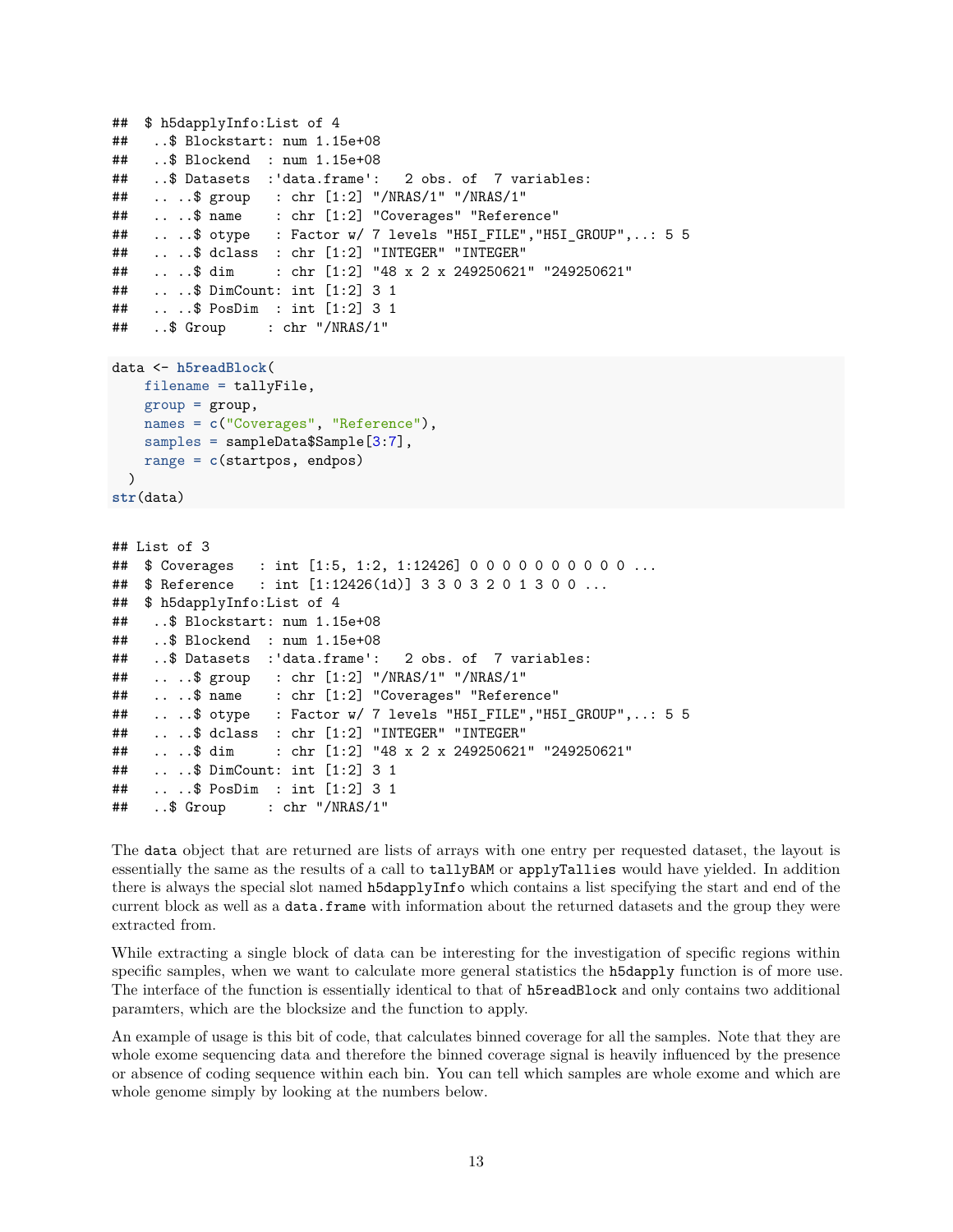```
## $ h5dapplyInfo:List of 4
##  ..$ Blockstart: num 1.15e+08
##  ..$ Blockend  : num 1.15e+08
##  ..$ Datasets  :'data.frame':   2 obs. of  7 variables:
##  .. ..$ group   : chr [1:2] "/NRAS/1" "/NRAS/1"
##  .. ..$ name    : chr [1:2] "Coverages" "Reference"
##  .. ..$ otype   : Factor w/ 7 levels "H5I_FILE","H5I_GROUP",..: 5 5
##  .. ..$ dclass  : chr [1:2] "INTEGER" "INTEGER"
##  .. ..$ dim     : chr [1:2] "48 x 2 x 249250621" "249250621"
##  .. ..$ DimCount: int [1:2] 3 1
##  .. ..$ PosDim  : int [1:2] 3 1
##  ..$ Group     : chr "/NRAS/1"
```

```
data <- h5readBlock(
    filename = tallyFile,
    group = group,
    names = c("Coverages", "Reference"),
    samples = sampleData$Sample[3:7],
    range = c(startpos, endpos)
  )
str(data)
```

```
## List of 3
##  $ Coverages   : int [1:5, 1:2, 1:12426] 0 0 0 0 0 0 0 0 0 0 ...
##  $ Reference   : int [1:12426(1d)] 3 3 0 3 2 0 1 3 0 0 ...
##  $ h5dapplyInfo:List of 4
##  ..$ Blockstart: num 1.15e+08
##  ..$ Blockend  : num 1.15e+08
##  ..$ Datasets  :'data.frame':   2 obs. of  7 variables:
##  .. ..$ group   : chr [1:2] "/NRAS/1" "/NRAS/1"
##  .. ..$ name    : chr [1:2] "Coverages" "Reference"
##  .. ..$ otype   : Factor w/ 7 levels "H5I_FILE","H5I_GROUP",..: 5 5
##  .. ..$ dclass  : chr [1:2] "INTEGER" "INTEGER"
##  .. ..$ dim     : chr [1:2] "48 x 2 x 249250621" "249250621"
##  .. ..$ DimCount: int [1:2] 3 1
##  .. ..$ PosDim  : int [1:2] 3 1
##  ..$ Group     : chr "/NRAS/1"
```

The `data` object that are returned are lists of arrays with one entry per requested dataset, the layout is essentially the same as the results of a call to `tallyBAM` or `applyTallies` would have yielded. In addition there is always the special slot named `h5dapplyInfo` which contains a list specifying the start and end of the current block as well as a `data.frame` with information about the returned datasets and the group they were extracted from.

While extracting a single block of data can be interesting for the investigation of specific regions within specific samples, when we want to calculate more general statistics the `h5dapply` function is of more use. The interface of the function is essentially identical to that of `h5readBlock` and only contains two additional paramters, which are the blocksize and the function to apply.

An example of usage is this bit of code, that calculates binned coverage for all the samples. Note that they are whole exome sequencing data and therefore the binned coverage signal is heavily influenced by the presence or absence of coding sequence within each bin. You can tell which samples are whole exome and which are whole genome simply by looking at the numbers below.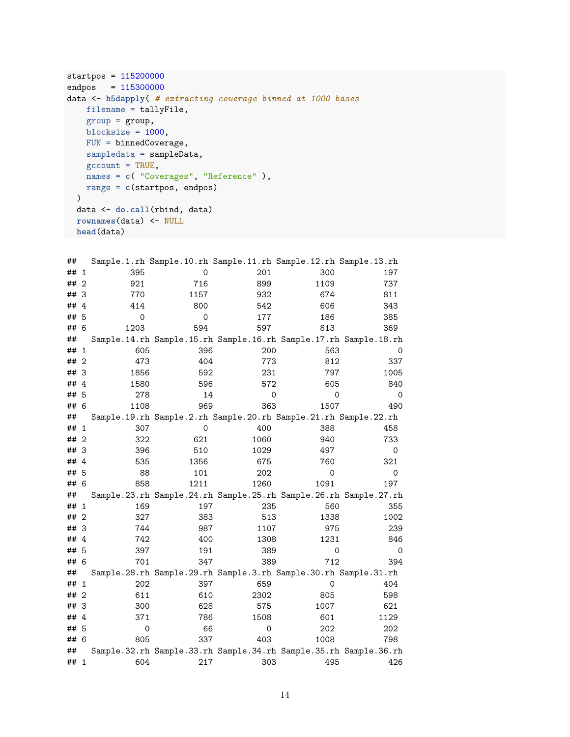```r
startpos = 115200000
endpos   = 115300000
data <- h5dapply( # extracting coverage binned at 1000 bases
    filename = tallyFile,
    group = group,
    blocksize = 1000,
    FUN = binnedCoverage,
    sampledata = sampleData,
    gccount = TRUE,
    names = c( "Coverages", "Reference" ),
    range = c(startpos, endpos)
  )
  data <- do.call(rbind, data)
  rownames(data) <- NULL
  head(data)
```

```
##   Sample.1.rh Sample.10.rh Sample.11.rh Sample.12.rh Sample.13.rh
## 1         395            0          201          300          197
## 2         921          716          899         1109          737
## 3         770         1157          932          674          811
## 4         414          800          542          606          343
## 5           0            0          177          186          385
## 6        1203          594          597          813          369
##   Sample.14.rh Sample.15.rh Sample.16.rh Sample.17.rh Sample.18.rh
## 1          605          396          200          563            0
## 2          473          404          773          812          337
## 3         1856          592          231          797         1005
## 4         1580          596          572          605          840
## 5          278           14            0            0            0
## 6         1108          969          363         1507          490
##   Sample.19.rh Sample.2.rh Sample.20.rh Sample.21.rh Sample.22.rh
## 1          307           0          400          388          458
## 2          322         621         1060          940          733
## 3          396         510         1029          497            0
## 4          535        1356          675          760          321
## 5           88         101          202            0            0
## 6          858        1211         1260         1091          197
##   Sample.23.rh Sample.24.rh Sample.25.rh Sample.26.rh Sample.27.rh
## 1          169          197          235          560          355
## 2          327          383          513         1338         1002
## 3          744          987         1107          975          239
## 4          742          400         1308         1231          846
## 5          397          191          389            0            0
## 6          701          347          389          712          394
##   Sample.28.rh Sample.29.rh Sample.3.rh Sample.30.rh Sample.31.rh
## 1          202          397         659            0          404
## 2          611          610        2302          805          598
## 3          300          628         575         1007          621
## 4          371          786        1508          601         1129
## 5            0           66           0          202          202
## 6          805          337         403         1008          798
##   Sample.32.rh Sample.33.rh Sample.34.rh Sample.35.rh Sample.36.rh
## 1          604          217          303          495          426
```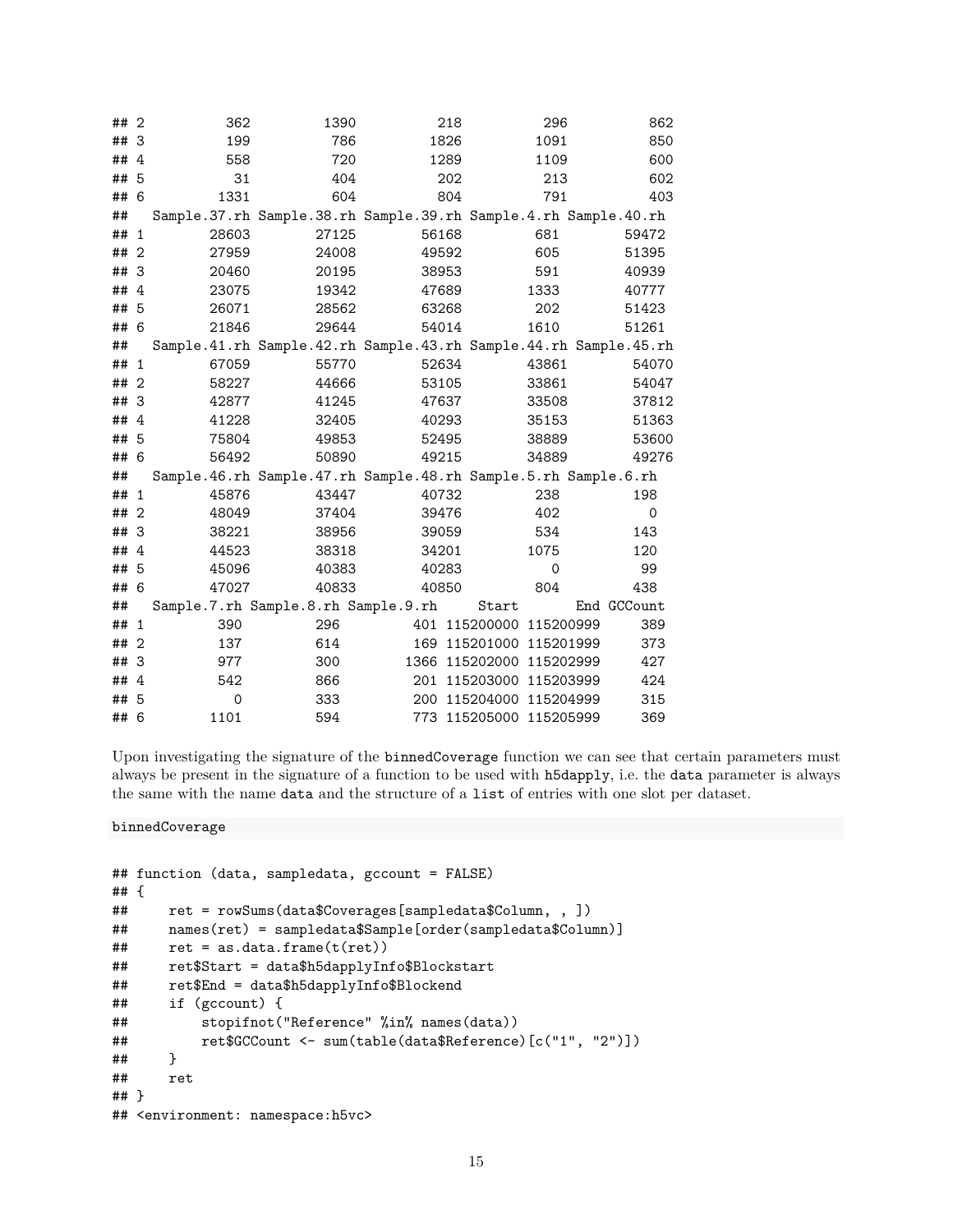```
## 2          362          1390          218          296          862
## 3          199           786         1826         1091          850
## 4          558           720         1289         1109          600
## 5           31           404          202          213          602
## 6         1331           604          804          791          403
##   Sample.37.rh Sample.38.rh Sample.39.rh Sample.4.rh Sample.40.rh
## 1        28603        27125        56168         681        59472
## 2        27959        24008        49592         605        51395
## 3        20460        20195        38953         591        40939
## 4        23075        19342        47689        1333        40777
## 5        26071        28562        63268         202        51423
## 6        21846        29644        54014        1610        51261
##   Sample.41.rh Sample.42.rh Sample.43.rh Sample.44.rh Sample.45.rh
## 1        67059        55770        52634        43861        54070
## 2        58227        44666        53105        33861        54047
## 3        42877        41245        47637        33508        37812
## 4        41228        32405        40293        35153        51363
## 5        75804        49853        52495        38889        53600
## 6        56492        50890        49215        34889        49276
##   Sample.46.rh Sample.47.rh Sample.48.rh Sample.5.rh Sample.6.rh
## 1        45876        43447        40732         238         198
## 2        48049        37404        39476         402           0
## 3        38221        38956        39059         534         143
## 4        44523        38318        34201        1075         120
## 5        45096        40383        40283           0          99
## 6        47027        40833        40850         804         438
##   Sample.7.rh Sample.8.rh Sample.9.rh     Start       End GCCount
## 1         390         296         401 115200000 115200999     389
## 2         137         614         169 115201000 115201999     373
## 3         977         300        1366 115202000 115202999     427
## 4         542         866         201 115203000 115203999     424
## 5           0         333         200 115204000 115204999     315
## 6        1101         594         773 115205000 115205999     369
```

Upon investigating the signature of the `binnedCoverage` function we can see that certain parameters must always be present in the signature of a function to be used with `h5dapply`, i.e. the `data` parameter is always the same with the name `data` and the structure of a `list` of entries with one slot per dataset.

```
binnedCoverage
```

```
## function (data, sampledata, gccount = FALSE)
## {
##     ret = rowSums(data$Coverages[sampledata$Column, , ])
##     names(ret) = sampledata$Sample[order(sampledata$Column)]
##     ret = as.data.frame(t(ret))
##     ret$Start = data$h5dapplyInfo$Blockstart
##     ret$End = data$h5dapplyInfo$Blockend
##     if (gccount) {
##         stopifnot("Reference" %in% names(data))
##         ret$GCCount <- sum(table(data$Reference)[c("1", "2")])
##     }
##     ret
## }
## <environment: namespace:h5vc>
```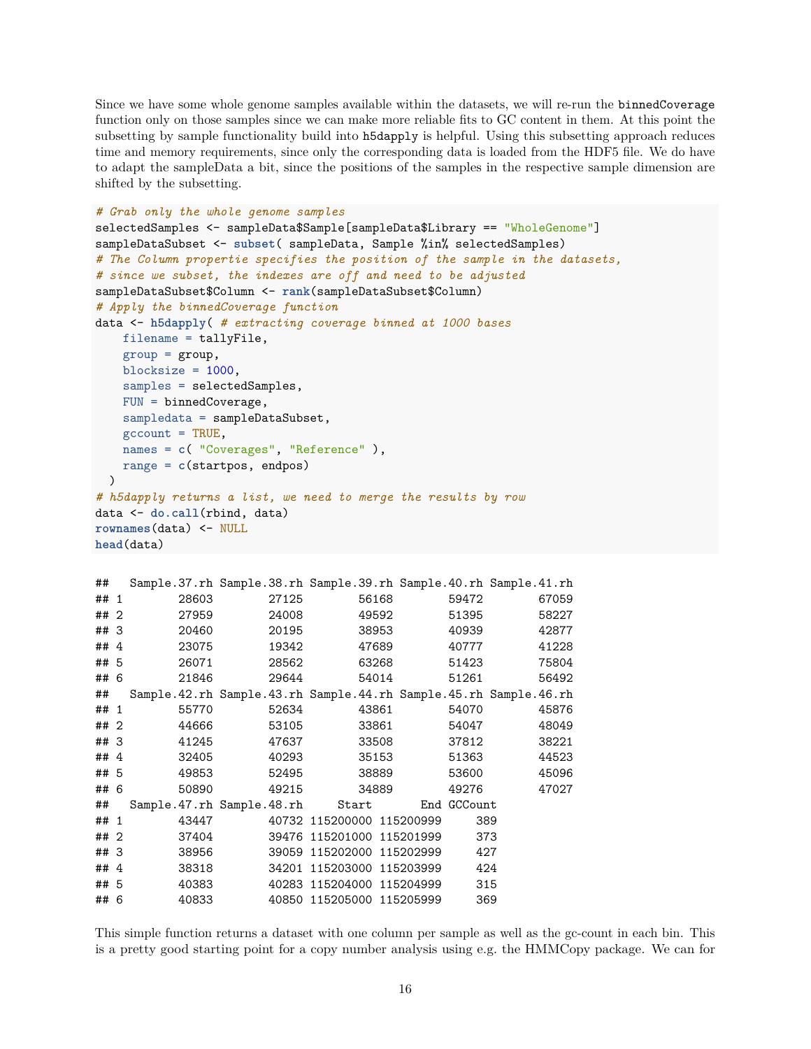Since we have some whole genome samples available within the datasets, we will re-run the `binnedCoverage` function only on those samples since we can make more reliable fits to GC content in them. At this point the subsetting by sample functionality build into `h5dapply` is helpful. Using this subsetting approach reduces time and memory requirements, since only the corresponding data is loaded from the HDF5 file. We do have to adapt the sampleData a bit, since the positions of the samples in the respective sample dimension are shifted by the subsetting.

```
# Grab only the whole genome samples
selectedSamples <- sampleData$Sample[sampleData$Library == "WholeGenome"]
sampleDataSubset <- subset( sampleData, Sample %in% selectedSamples)
# The Column propertie specifies the position of the sample in the datasets,
# since we subset, the indexes are off and need to be adjusted
sampleDataSubset$Column <- rank(sampleDataSubset$Column)
# Apply the binnedCoverage function
data <- h5dapply( # extracting coverage binned at 1000 bases
    filename = tallyFile,
    group = group,
    blocksize = 1000,
    samples = selectedSamples,
    FUN = binnedCoverage,
    sampledata = sampleDataSubset,
    gccount = TRUE,
    names = c( "Coverages", "Reference" ),
    range = c(startpos, endpos)
  )
# h5dapply returns a list, we need to merge the results by row
data <- do.call(rbind, data)
rownames(data) <- NULL
head(data)
```

```
##   Sample.37.rh Sample.38.rh Sample.39.rh Sample.40.rh Sample.41.rh
## 1        28603        27125        56168        59472        67059
## 2        27959        24008        49592        51395        58227
## 3        20460        20195        38953        40939        42877
## 4        23075        19342        47689        40777        41228
## 5        26071        28562        63268        51423        75804
## 6        21846        29644        54014        51261        56492
##   Sample.42.rh Sample.43.rh Sample.44.rh Sample.45.rh Sample.46.rh
## 1        55770        52634        43861        54070        45876
## 2        44666        53105        33861        54047        48049
## 3        41245        47637        33508        37812        38221
## 4        32405        40293        35153        51363        44523
## 5        49853        52495        38889        53600        45096
## 6        50890        49215        34889        49276        47027
##   Sample.47.rh Sample.48.rh     Start       End GCCount
## 1        43447        40732 115200000 115200999     389
## 2        37404        39476 115201000 115201999     373
## 3        38956        39059 115202000 115202999     427
## 4        38318        34201 115203000 115203999     424
## 5        40383        40283 115204000 115204999     315
## 6        40833        40850 115205000 115205999     369
```

This simple function returns a dataset with one column per sample as well as the gc-count in each bin. This is a pretty good starting point for a copy number analysis using e.g. the HMMCopy package. We can for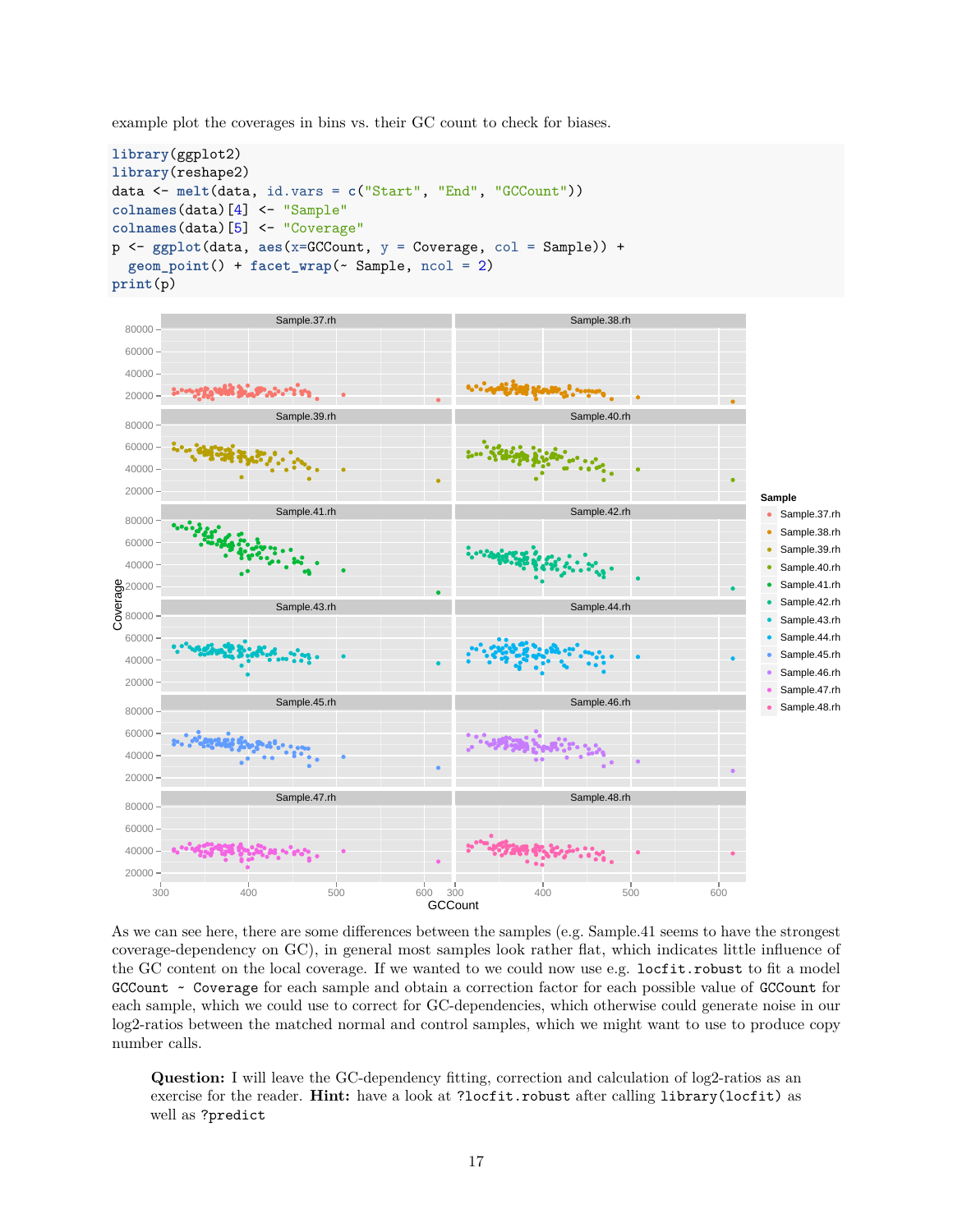example plot the coverages in bins vs. their GC count to check for biases.

```
library(ggplot2)
library(reshape2)
data <- melt(data, id.vars = c("Start", "End", "GCCount"))
colnames(data)[4] <- "Sample"
colnames(data)[5] <- "Coverage"
p <- ggplot(data, aes(x=GCCount, y = Coverage, col = Sample)) +
  geom_point() + facet_wrap(~ Sample, ncol = 2)
print(p)
```

As we can see here, there are some differences between the samples (e.g. Sample.41 seems to have the strongest coverage-dependency on GC), in general most samples look rather flat, which indicates little influence of the GC content on the local coverage. If we wanted to we could now use e.g. `locfit.robust` to fit a model `GCCount ~ Coverage` for each sample and obtain a correction factor for each possible value of `GCCount` for each sample, which we could use to correct for GC-dependencies, which otherwise could generate noise in our log2-ratios between the matched normal and control samples, which we might want to use to produce copy number calls.

> **Question:** I will leave the GC-dependency fitting, correction and calculation of log2-ratios as an exercise for the reader. **Hint:** have a look at `?locfit.robust` after calling `library(locfit)` as well as `?predict`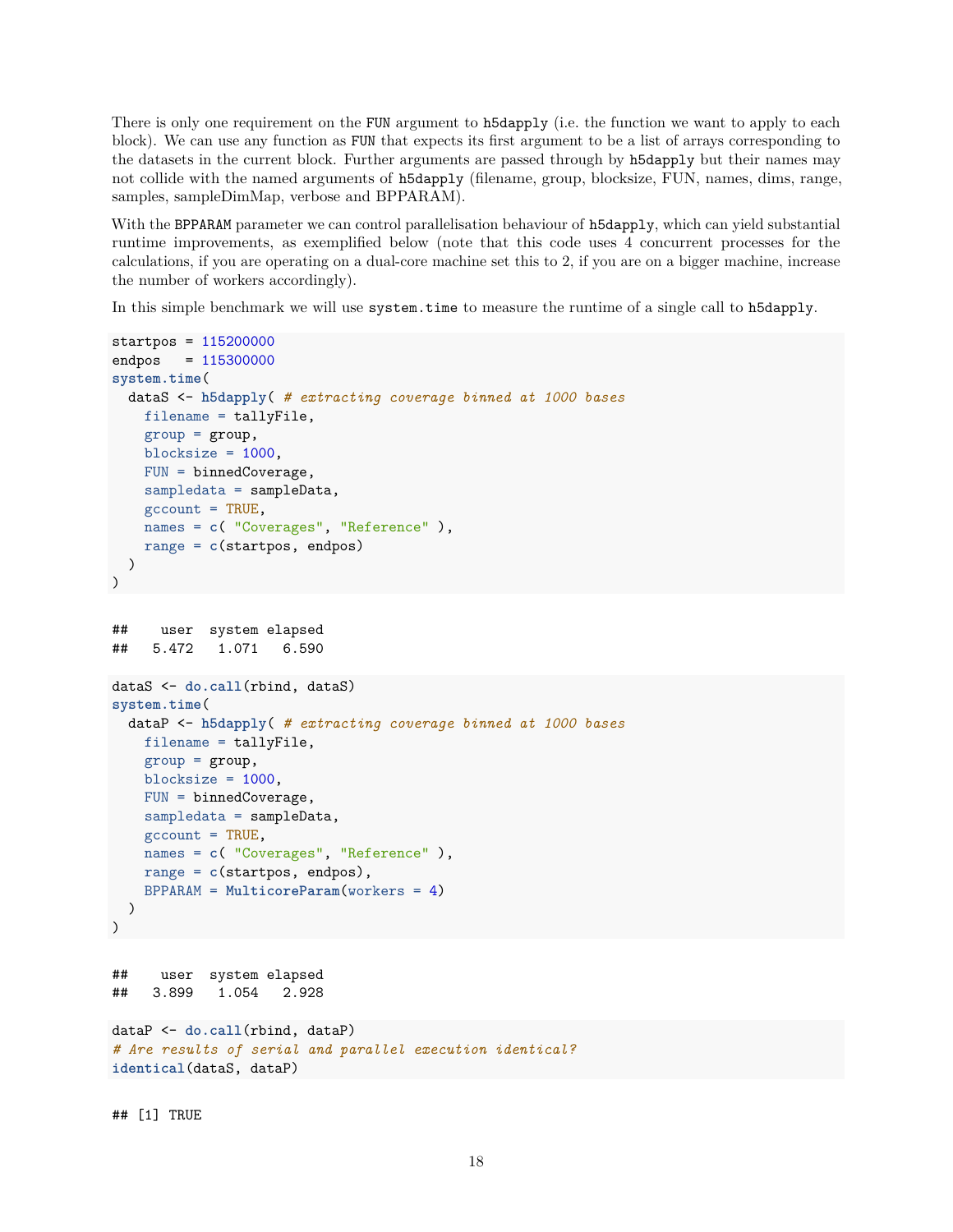There is only one requirement on the `FUN` argument to `h5dapply` (i.e. the function we want to apply to each block). We can use any function as `FUN` that expects its first argument to be a list of arrays corresponding to the datasets in the current block. Further arguments are passed through by `h5dapply` but their names may not collide with the named arguments of `h5dapply` (filename, group, blocksize, FUN, names, dims, range, samples, sampleDimMap, verbose and BPPARAM).

With the `BPPARAM` parameter we can control parallelisation behaviour of `h5dapply`, which can yield substantial runtime improvements, as exemplified below (note that this code uses 4 concurrent processes for the calculations, if you are operating on a dual-core machine set this to 2, if you are on a bigger machine, increase the number of workers accordingly).

In this simple benchmark we will use `system.time` to measure the runtime of a single call to `h5dapply`.

```
startpos = 115200000
endpos   = 115300000
system.time(
  dataS <- h5dapply( # extracting coverage binned at 1000 bases
    filename = tallyFile,
    group = group,
    blocksize = 1000,
    FUN = binnedCoverage,
    sampledata = sampleData,
    gccount = TRUE,
    names = c( "Coverages", "Reference" ),
    range = c(startpos, endpos)
  )
)
```

```
##    user  system elapsed
##   5.472   1.071   6.590
```

```
dataS <- do.call(rbind, dataS)
system.time(
  dataP <- h5dapply( # extracting coverage binned at 1000 bases
    filename = tallyFile,
    group = group,
    blocksize = 1000,
    FUN = binnedCoverage,
    sampledata = sampleData,
    gccount = TRUE,
    names = c( "Coverages", "Reference" ),
    range = c(startpos, endpos),
    BPPARAM = MulticoreParam(workers = 4)
  )
)
```

```
##    user  system elapsed
##   3.899   1.054   2.928
```

```
dataP <- do.call(rbind, dataP)
# Are results of serial and parallel execution identical?
identical(dataS, dataP)
```

```
## [1] TRUE
```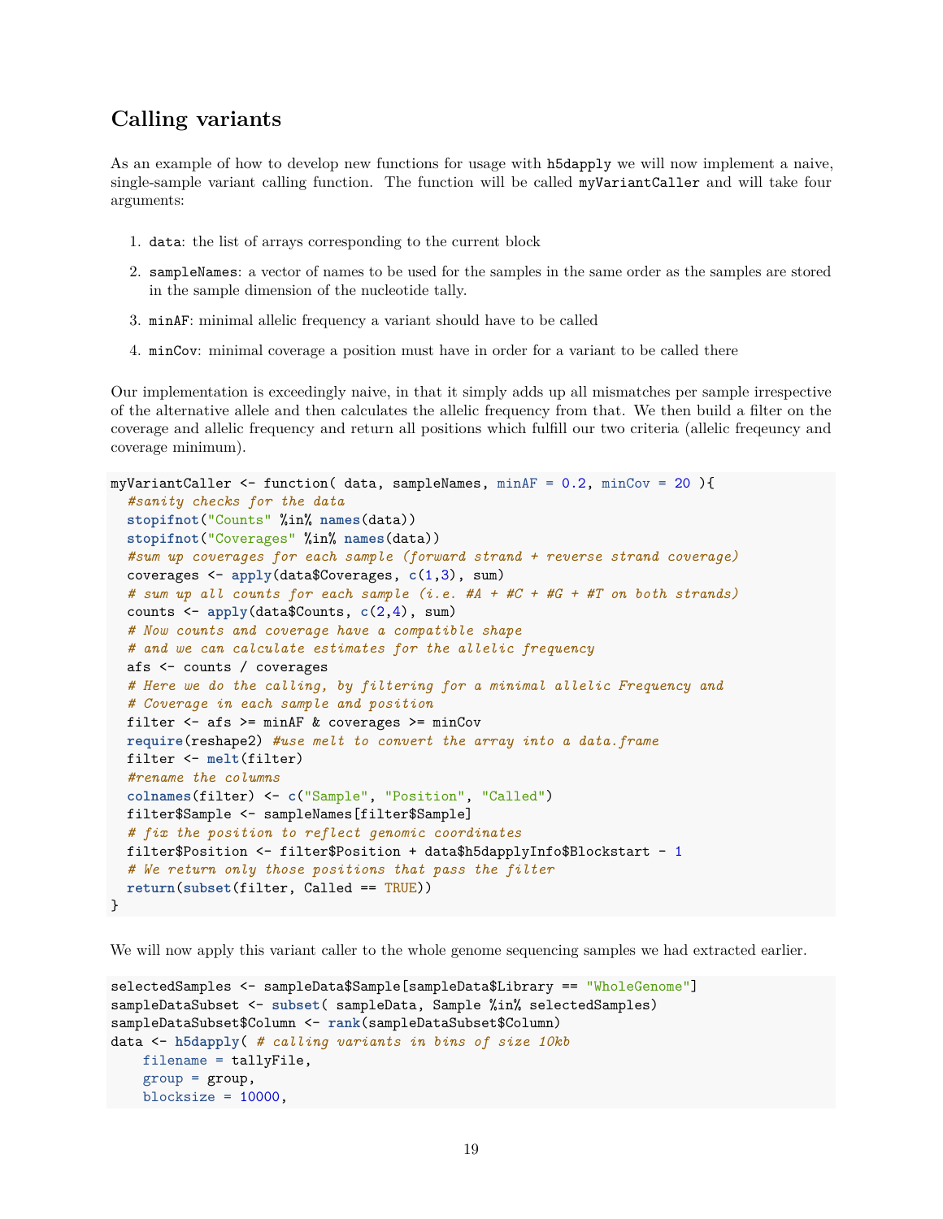## Calling variants

As an example of how to develop new functions for usage with `h5dapply` we will now implement a naive, single-sample variant calling function. The function will be called `myVariantCaller` and will take four arguments:

1. `data`: the list of arrays corresponding to the current block
2. `sampleNames`: a vector of names to be used for the samples in the same order as the samples are stored in the sample dimension of the nucleotide tally.
3. `minAF`: minimal allelic frequency a variant should have to be called
4. `minCov`: minimal coverage a position must have in order for a variant to be called there

Our implementation is exceedingly naive, in that it simply adds up all mismatches per sample irrespective of the alternative allele and then calculates the allelic frequency from that. We then build a filter on the coverage and allelic frequency and return all positions which fulfill our two criteria (allelic freqeuncy and coverage minimum).

```
myVariantCaller <- function( data, sampleNames, minAF = 0.2, minCov = 20 ){
  #sanity checks for the data
  stopifnot("Counts" %in% names(data))
  stopifnot("Coverages" %in% names(data))
  #sum up coverages for each sample (forward strand + reverse strand coverage)
  coverages <- apply(data$Coverages, c(1,3), sum)
  # sum up all counts for each sample (i.e. #A + #C + #G + #T on both strands)
  counts <- apply(data$Counts, c(2,4), sum)
  # Now counts and coverage have a compatible shape
  # and we can calculate estimates for the allelic frequency
  afs <- counts / coverages
  # Here we do the calling, by filtering for a minimal allelic Frequency and
  # Coverage in each sample and position
  filter <- afs >= minAF & coverages >= minCov
  require(reshape2) #use melt to convert the array into a data.frame
  filter <- melt(filter)
  #rename the columns
  colnames(filter) <- c("Sample", "Position", "Called")
  filter$Sample <- sampleNames[filter$Sample]
  # fix the position to reflect genomic coordinates
  filter$Position <- filter$Position + data$h5dapplyInfo$Blockstart - 1
  # We return only those positions that pass the filter
  return(subset(filter, Called == TRUE))
}
```

We will now apply this variant caller to the whole genome sequencing samples we had extracted earlier.

```
selectedSamples <- sampleData$Sample[sampleData$Library == "WholeGenome"]
sampleDataSubset <- subset( sampleData, Sample %in% selectedSamples)
sampleDataSubset$Column <- rank(sampleDataSubset$Column)
data <- h5dapply( # calling variants in bins of size 10kb
    filename = tallyFile,
    group = group,
    blocksize = 10000,
```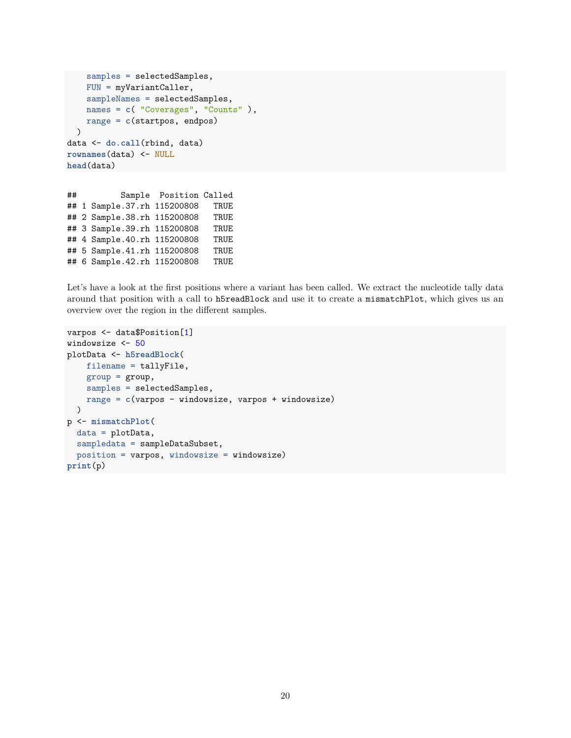```
    samples = selectedSamples,
    FUN = myVariantCaller,
    sampleNames = selectedSamples,
    names = c( "Coverages", "Counts" ),
    range = c(startpos, endpos)
  )
data <- do.call(rbind, data)
rownames(data) <- NULL
head(data)
```

```
##         Sample  Position Called
## 1 Sample.37.rh 115200808   TRUE
## 2 Sample.38.rh 115200808   TRUE
## 3 Sample.39.rh 115200808   TRUE
## 4 Sample.40.rh 115200808   TRUE
## 5 Sample.41.rh 115200808   TRUE
## 6 Sample.42.rh 115200808   TRUE
```

Let's have a look at the first positions where a variant has been called. We extract the nucleotide tally data around that position with a call to `h5readBlock` and use it to create a `mismatchPlot`, which gives us an overview over the region in the different samples.

```
varpos <- data$Position[1]
windowsize <- 50
plotData <- h5readBlock(
    filename = tallyFile,
    group = group,
    samples = selectedSamples,
    range = c(varpos - windowsize, varpos + windowsize)
  )
p <- mismatchPlot(
  data = plotData,
  sampledata = sampleDataSubset,
  position = varpos, windowsize = windowsize)
print(p)
```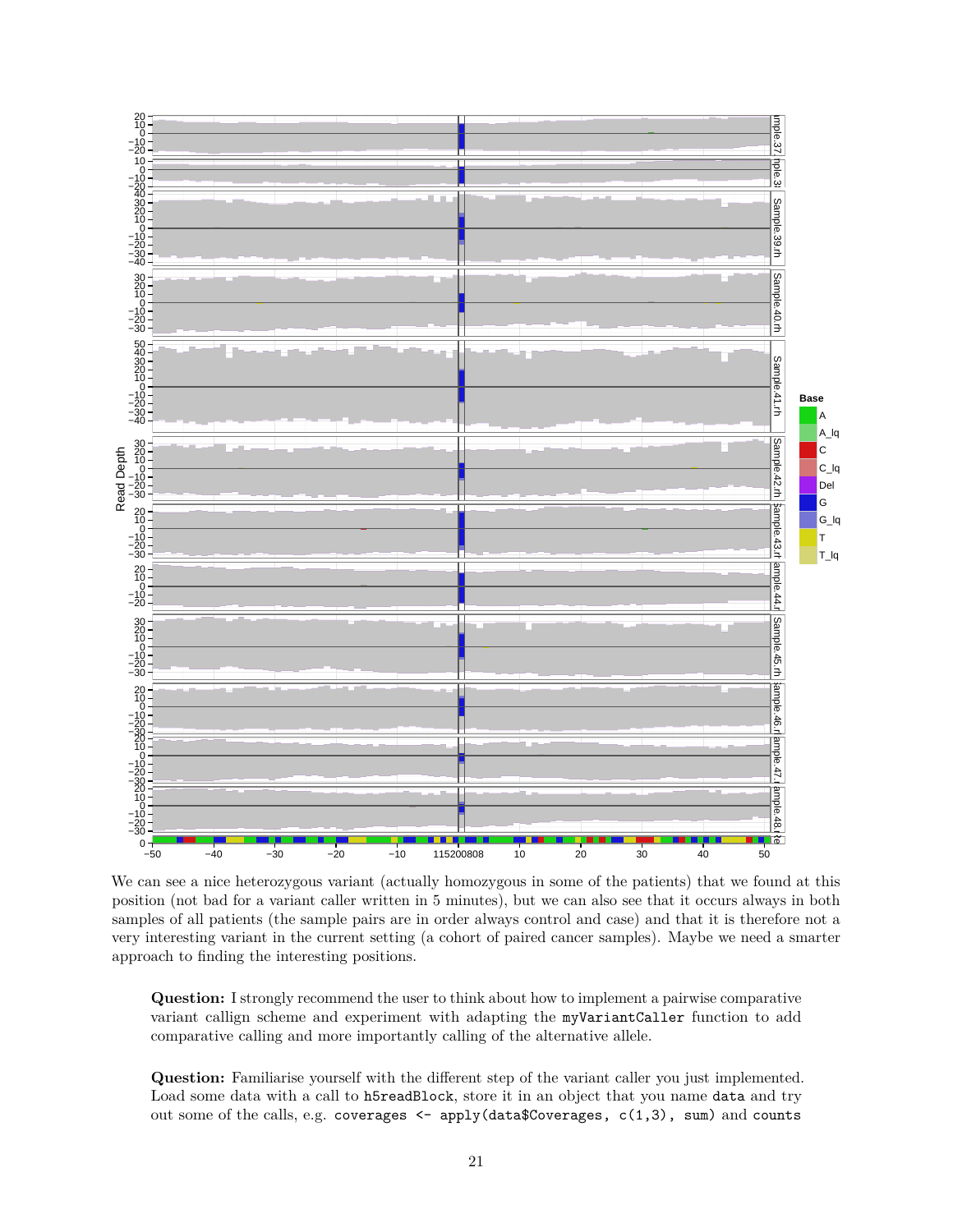We can see a nice heterozygous variant (actually homozygous in some of the patients) that we found at this position (not bad for a variant caller written in 5 minutes), but we can also see that it occurs always in both samples of all patients (the sample pairs are in order always control and case) and that it is therefore not a very interesting variant in the current setting (a cohort of paired cancer samples). Maybe we need a smarter approach to finding the interesting positions.

> **Question:** I strongly recommend the user to think about how to implement a pairwise comparative variant callign scheme and experiment with adapting the `myVariantCaller` function to add comparative calling and more importantly calling of the alternative allele.

> **Question:** Familiarise yourself with the different step of the variant caller you just implemented. Load some data with a call to `h5readBlock`, store it in an object that you name `data` and try out some of the calls, e.g. `coverages <- apply(data$Coverages, c(1,3), sum)` and `counts`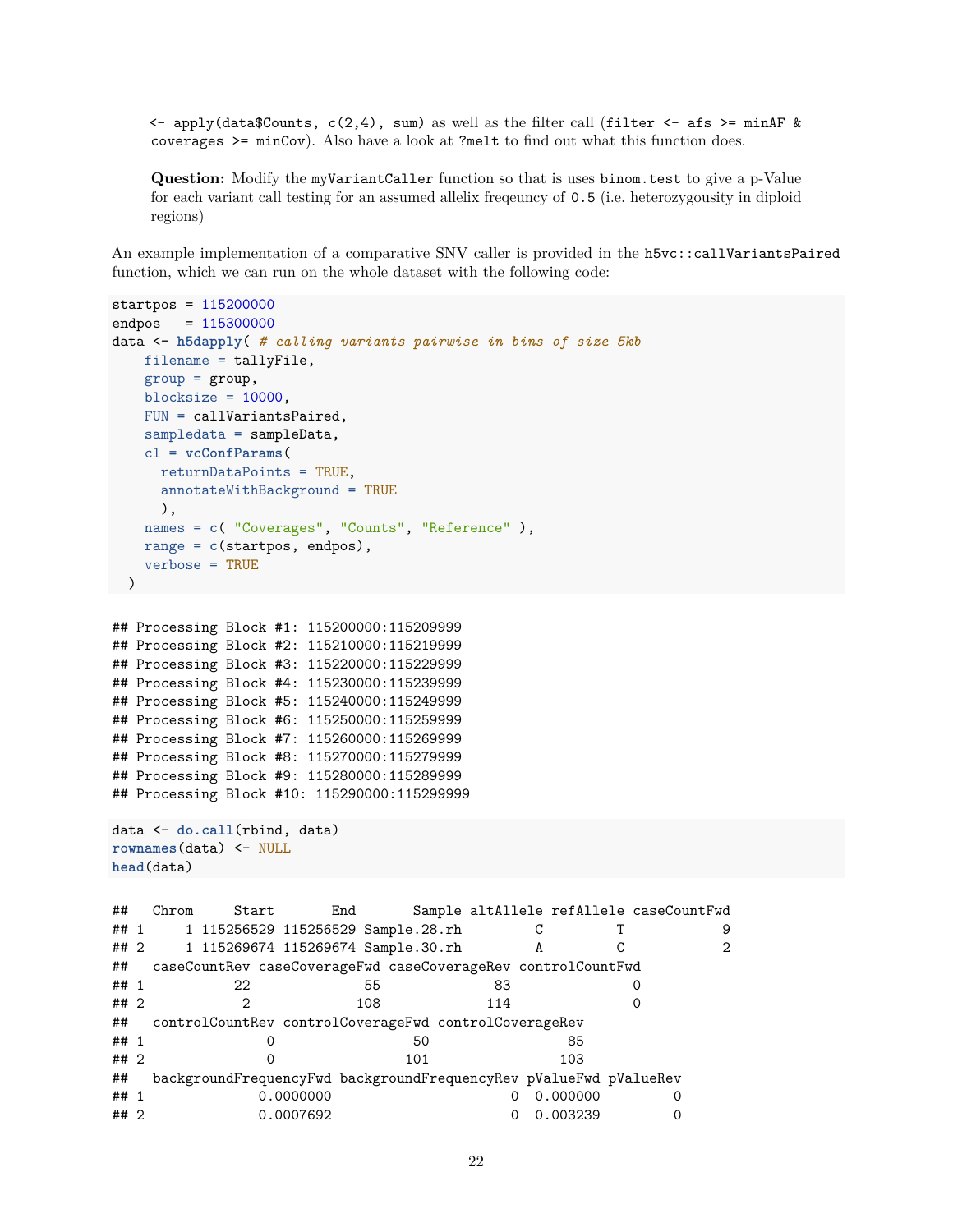<- apply(data$Counts, c(2,4), sum) as well as the filter call (filter <- afs >= minAF & coverages >= minCov). Also have a look at ?melt to find out what this function does.

**Question:** Modify the myVariantCaller function so that is uses binom.test to give a p-Value for each variant call testing for an assumed allelix freqeuncy of 0.5 (i.e. heterozygousity in diploid regions)

An example implementation of a comparative SNV caller is provided in the h5vc::callVariantsPaired function, which we can run on the whole dataset with the following code:

```
startpos = 115200000
endpos   = 115300000
data <- h5dapply( # calling variants pairwise in bins of size 5kb
    filename = tallyFile,
    group = group,
    blocksize = 10000,
    FUN = callVariantsPaired,
    sampledata = sampleData,
    cl = vcConfParams(
      returnDataPoints = TRUE,
      annotateWithBackground = TRUE
      ),
    names = c( "Coverages", "Counts", "Reference" ),
    range = c(startpos, endpos),
    verbose = TRUE
  )
```

```
## Processing Block #1: 115200000:115209999
## Processing Block #2: 115210000:115219999
## Processing Block #3: 115220000:115229999
## Processing Block #4: 115230000:115239999
## Processing Block #5: 115240000:115249999
## Processing Block #6: 115250000:115259999
## Processing Block #7: 115260000:115269999
## Processing Block #8: 115270000:115279999
## Processing Block #9: 115280000:115289999
## Processing Block #10: 115290000:115299999
```

```
data <- do.call(rbind, data)
rownames(data) <- NULL
head(data)
```

```
##   Chrom     Start       End       Sample altAllele refAllele caseCountFwd
## 1     1 115256529 115256529 Sample.28.rh         C         T            9
## 2     1 115269674 115269674 Sample.30.rh         A         C            2
##   caseCountRev caseCoverageFwd caseCoverageRev controlCountFwd
## 1           22              55              83               0
## 2            2             108             114               0
##   controlCountRev controlCoverageFwd controlCoverageRev
## 1               0                 50                 85
## 2               0                101                103
##   backgroundFrequencyFwd backgroundFrequencyRev pValueFwd pValueRev
## 1              0.0000000                      0  0.000000         0
## 2              0.0007692                      0  0.003239         0
```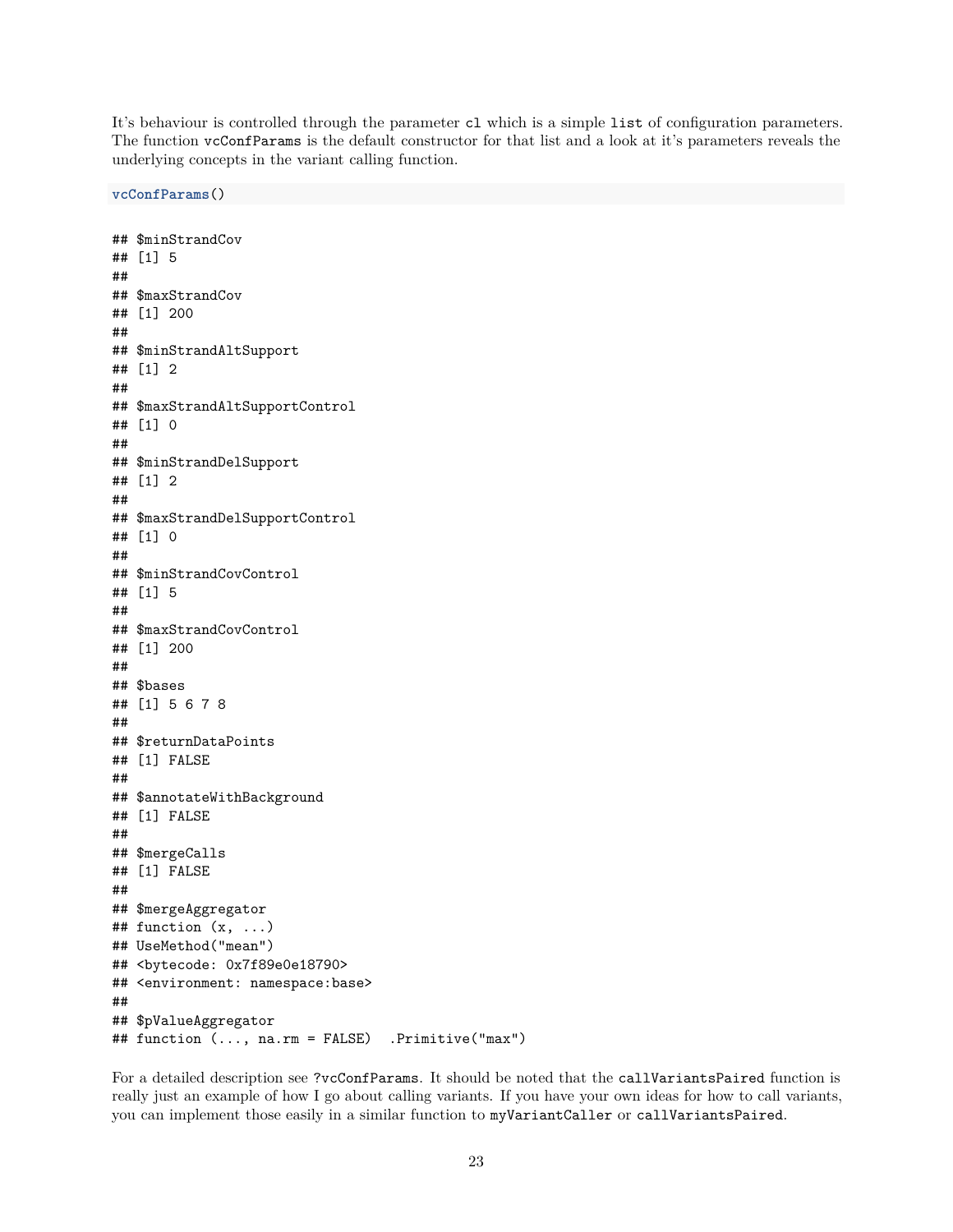It's behaviour is controlled through the parameter `cl` which is a simple `list` of configuration parameters. The function `vcConfParams` is the default constructor for that list and a look at it's parameters reveals the underlying concepts in the variant calling function.

```
vcConfParams()
```

```
## $minStrandCov
## [1] 5
##
## $maxStrandCov
## [1] 200
##
## $minStrandAltSupport
## [1] 2
##
## $maxStrandAltSupportControl
## [1] 0
##
## $minStrandDelSupport
## [1] 2
##
## $maxStrandDelSupportControl
## [1] 0
##
## $minStrandCovControl
## [1] 5
##
## $maxStrandCovControl
## [1] 200
##
## $bases
## [1] 5 6 7 8
##
## $returnDataPoints
## [1] FALSE
##
## $annotateWithBackground
## [1] FALSE
##
## $mergeCalls
## [1] FALSE
##
## $mergeAggregator
## function (x, ...)
## UseMethod("mean")
## <bytecode: 0x7f89e0e18790>
## <environment: namespace:base>
##
## $pValueAggregator
## function (..., na.rm = FALSE)  .Primitive("max")
```

For a detailed description see `?vcConfParams`. It should be noted that the `callVariantsPaired` function is really just an example of how I go about calling variants. If you have your own ideas for how to call variants, you can implement those easily in a similar function to `myVariantCaller` or `callVariantsPaired`.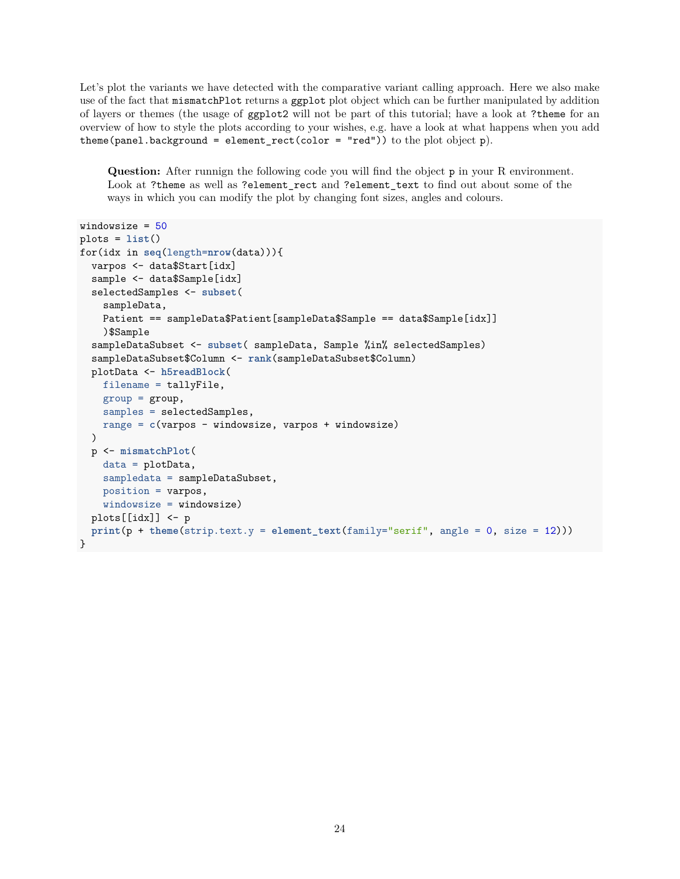Let's plot the variants we have detected with the comparative variant calling approach. Here we also make use of the fact that `mismatchPlot` returns a `ggplot` plot object which can be further manipulated by addition of layers or themes (the usage of `ggplot2` will not be part of this tutorial; have a look at `?theme` for an overview of how to style the plots according to your wishes, e.g. have a look at what happens when you add `theme(panel.background = element_rect(color = "red"))` to the plot object `p`).

> **Question:** After runnign the following code you will find the object `p` in your R environment. Look at `?theme` as well as `?element_rect` and `?element_text` to find out about some of the ways in which you can modify the plot by changing font sizes, angles and colours.

```
windowsize = 50
plots = list()
for(idx in seq(length=nrow(data))){
  varpos <- data$Start[idx]
  sample <- data$Sample[idx]
  selectedSamples <- subset(
    sampleData,
    Patient == sampleData$Patient[sampleData$Sample == data$Sample[idx]]
    )$Sample
  sampleDataSubset <- subset( sampleData, Sample %in% selectedSamples)
  sampleDataSubset$Column <- rank(sampleDataSubset$Column)
  plotData <- h5readBlock(
    filename = tallyFile,
    group = group,
    samples = selectedSamples,
    range = c(varpos - windowsize, varpos + windowsize)
  )
  p <- mismatchPlot(
    data = plotData,
    sampledata = sampleDataSubset,
    position = varpos,
    windowsize = windowsize)
  plots[[idx]] <- p
  print(p + theme(strip.text.y = element_text(family="serif", angle = 0, size = 12)))
}
```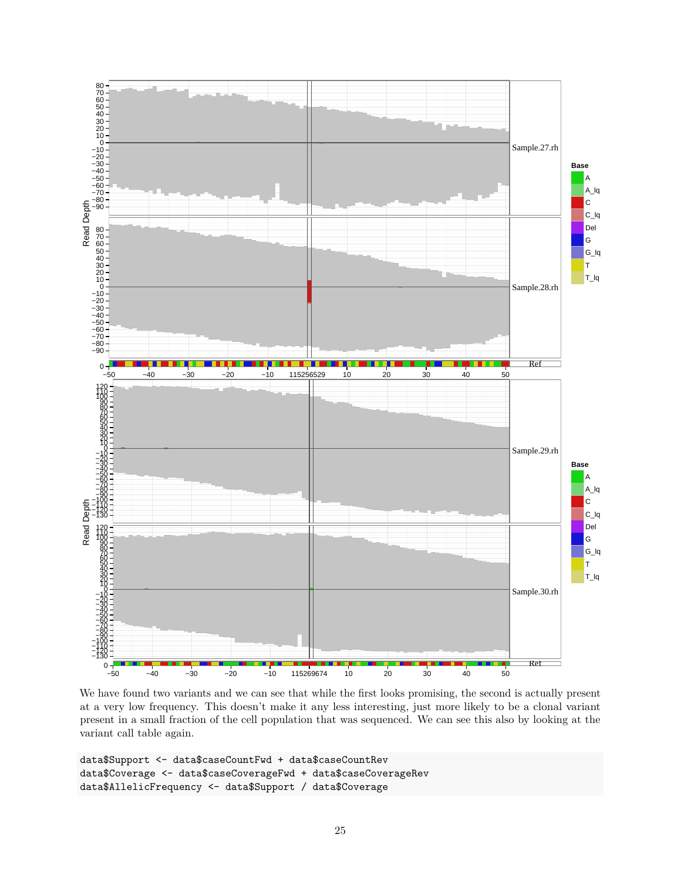We have found two variants and we can see that while the first looks promising, the second is actually present at a very low frequency. This doesn't make it any less interesting, just more likely to be a clonal variant present in a small fraction of the cell population that was sequenced. We can see this also by looking at the variant call table again.

```
data$Support <- data$caseCountFwd + data$caseCountRev
data$Coverage <- data$caseCoverageFwd + data$caseCoverageRev
data$AllelicFrequency <- data$Support / data$Coverage
```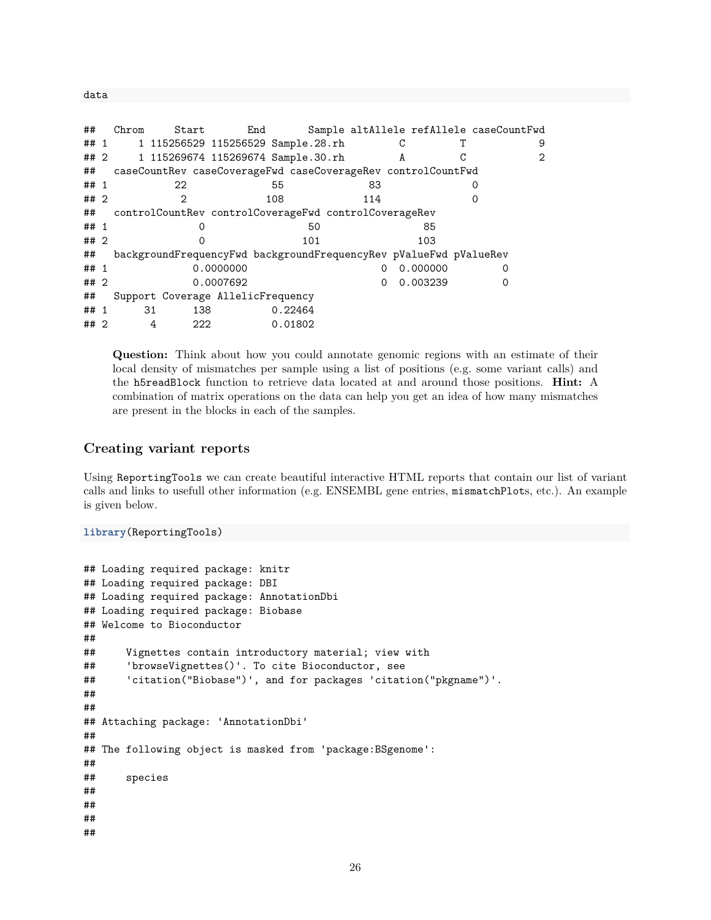```
data
```

```
##   Chrom     Start       End       Sample altAllele refAllele caseCountFwd
## 1     1 115256529 115256529 Sample.28.rh         C         T            9
## 2     1 115269674 115269674 Sample.30.rh         A         C            2
##   caseCountRev caseCoverageFwd caseCoverageRev controlCountFwd
## 1           22              55              83               0
## 2            2             108             114               0
##   controlCountRev controlCoverageFwd controlCoverageRev
## 1               0                 50                 85
## 2               0                101                103
##   backgroundFrequencyFwd backgroundFrequencyRev pValueFwd pValueRev
## 1              0.0000000                      0  0.000000         0
## 2              0.0007692                      0  0.003239         0
##   Support Coverage AllelicFrequency
## 1      31      138          0.22464
## 2       4      222          0.01802
```

> **Question:** Think about how you could annotate genomic regions with an estimate of their local density of mismatches per sample using a list of positions (e.g. some variant calls) and the `h5readBlock` function to retrieve data located at and around those positions. **Hint:** A combination of matrix operations on the data can help you get an idea of how many mismatches are present in the blocks in each of the samples.

### Creating variant reports

Using `ReportingTools` we can create beautiful interactive HTML reports that contain our list of variant calls and links to usefull other information (e.g. ENSEMBL gene entries, `mismatchPlots`, etc.). An example is given below.

```
library(ReportingTools)
```

```
## Loading required package: knitr
## Loading required package: DBI
## Loading required package: AnnotationDbi
## Loading required package: Biobase
## Welcome to Bioconductor
##
##     Vignettes contain introductory material; view with
##     'browseVignettes()'. To cite Bioconductor, see
##     'citation("Biobase")', and for packages 'citation("pkgname")'.
##
##
## Attaching package: 'AnnotationDbi'
##
## The following object is masked from 'package:BSgenome':
##
##     species
##
##
##
##
```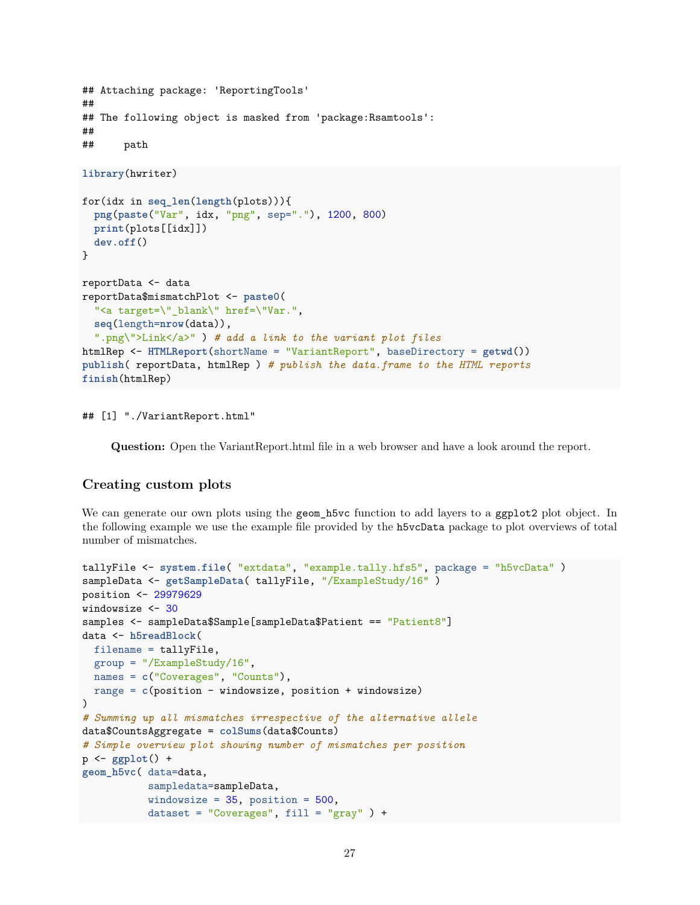```
## Attaching package: 'ReportingTools'
##
## The following object is masked from 'package:Rsamtools':
##
##     path
```

```
library(hwriter)

for(idx in seq_len(length(plots))){
  png(paste("Var", idx, "png", sep="."), 1200, 800)
  print(plots[[idx]])
  dev.off()
}

reportData <- data
reportData$mismatchPlot <- paste0(
  "<a target=\"_blank\" href=\"Var.",
  seq(length=nrow(data)),
  ".png\">Link</a>" ) # add a link to the variant plot files
htmlRep <- HTMLReport(shortName = "VariantReport", baseDirectory = getwd())
publish( reportData, htmlRep ) # publish the data.frame to the HTML reports
finish(htmlRep)
```

```
## [1] "./VariantReport.html"
```

**Question:** Open the VariantReport.html file in a web browser and have a look around the report.

## Creating custom plots

We can generate our own plots using the `geom_h5vc` function to add layers to a `ggplot2` plot object. In the following example we use the example file provided by the `h5vcData` package to plot overviews of total number of mismatches.

```
tallyFile <- system.file( "extdata", "example.tally.hfs5", package = "h5vcData" )
sampleData <- getSampleData( tallyFile, "/ExampleStudy/16" )
position <- 29979629
windowsize <- 30
samples <- sampleData$Sample[sampleData$Patient == "Patient8"]
data <- h5readBlock(
  filename = tallyFile,
  group = "/ExampleStudy/16",
  names = c("Coverages", "Counts"),
  range = c(position - windowsize, position + windowsize)
)
# Summing up all mismatches irrespective of the alternative allele
data$CountsAggregate = colSums(data$Counts)
# Simple overview plot showing number of mismatches per position
p <- ggplot() +
geom_h5vc( data=data,
           sampledata=sampleData,
           windowsize = 35, position = 500,
           dataset = "Coverages", fill = "gray" ) +
```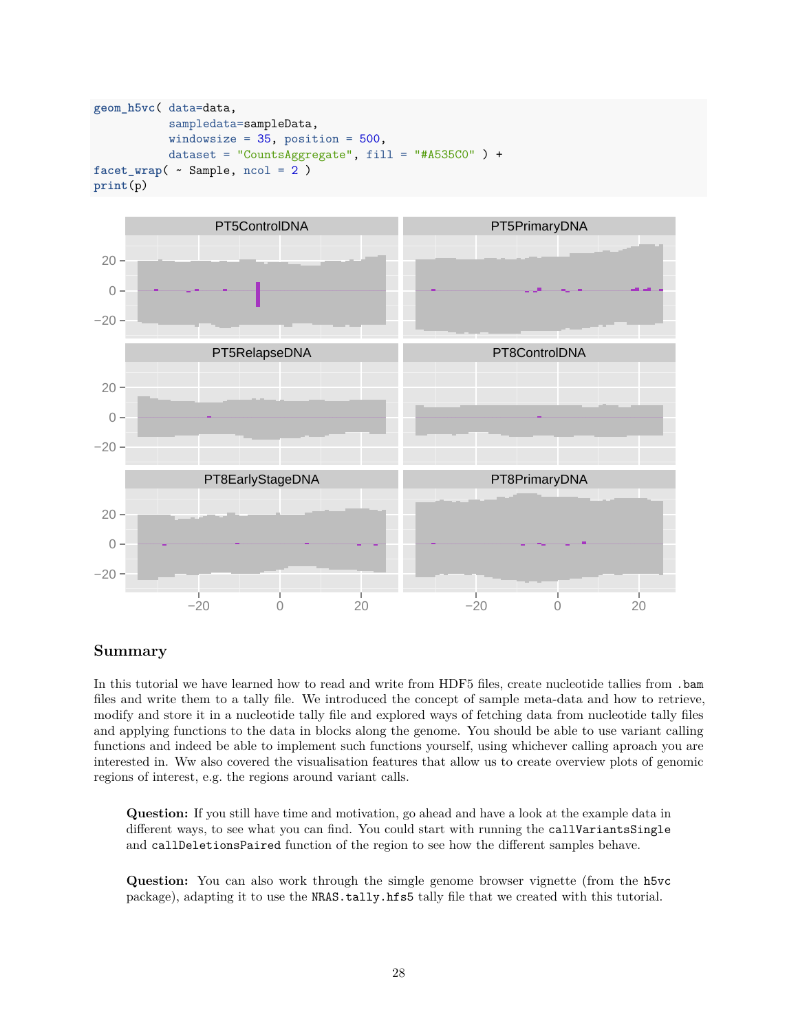```
geom_h5vc( data=data,
           sampledata=sampleData,
           windowsize = 35, position = 500,
           dataset = "CountsAggregate", fill = "#A535C0" ) +
facet_wrap( ~ Sample, ncol = 2 )
print(p)
```

PT5ControlDNA
PT5PrimaryDNA
PT5RelapseDNA
PT8ControlDNA
PT8EarlyStageDNA
PT8PrimaryDNA

20
0
−20

−20
0
20

## Summary

In this tutorial we have learned how to read and write from HDF5 files, create nucleotide tallies from .bam files and write them to a tally file. We introduced the concept of sample meta-data and how to retrieve, modify and store it in a nucleotide tally file and explored ways of fetching data from nucleotide tally files and applying functions to the data in blocks along the genome. You should be able to use variant calling functions and indeed be able to implement such functions yourself, using whichever calling aproach you are interested in. Ww also covered the visualisation features that allow us to create overview plots of genomic regions of interest, e.g. the regions around variant calls.

> **Question:** If you still have time and motivation, go ahead and have a look at the example data in different ways, to see what you can find. You could start with running the `callVariantsSingle` and `callDeletionsPaired` function of the region to see how the different samples behave.

> **Question:** You can also work through the simgle genome browser vignette (from the `h5vc` package), adapting it to use the `NRAS.tally.hfs5` tally file that we created with this tutorial.